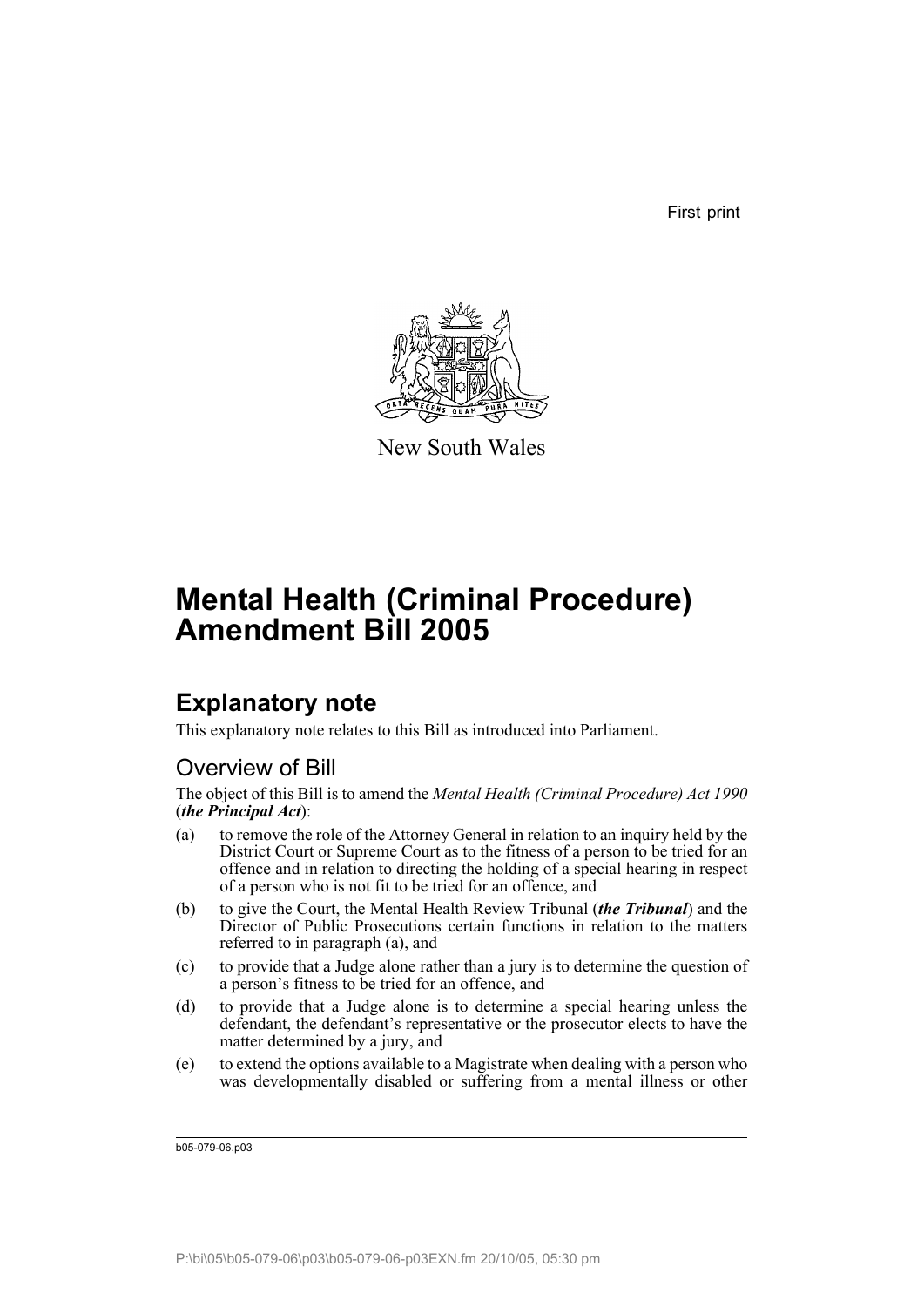First print

New South Wales

# Mental Health (Criminal Procedure) Amendment Bill 2005

## Explanatory note

This explanatory note relates to this Bill as introduced into Parliament.

### Overview of Bill

The object of this Bill is to amend the *Mental Health (Criminal Procedure) Act 1990* (***the Principal Act***):

(a) to remove the role of the Attorney General in relation to an inquiry held by the District Court or Supreme Court as to the fitness of a person to be tried for an offence and in relation to directing the holding of a special hearing in respect of a person who is not fit to be tried for an offence, and

(b) to give the Court, the Mental Health Review Tribunal (***the Tribunal***) and the Director of Public Prosecutions certain functions in relation to the matters referred to in paragraph (a), and

(c) to provide that a Judge alone rather than a jury is to determine the question of a person's fitness to be tried for an offence, and

(d) to provide that a Judge alone is to determine a special hearing unless the defendant, the defendant's representative or the prosecutor elects to have the matter determined by a jury, and

(e) to extend the options available to a Magistrate when dealing with a person who was developmentally disabled or suffering from a mental illness or other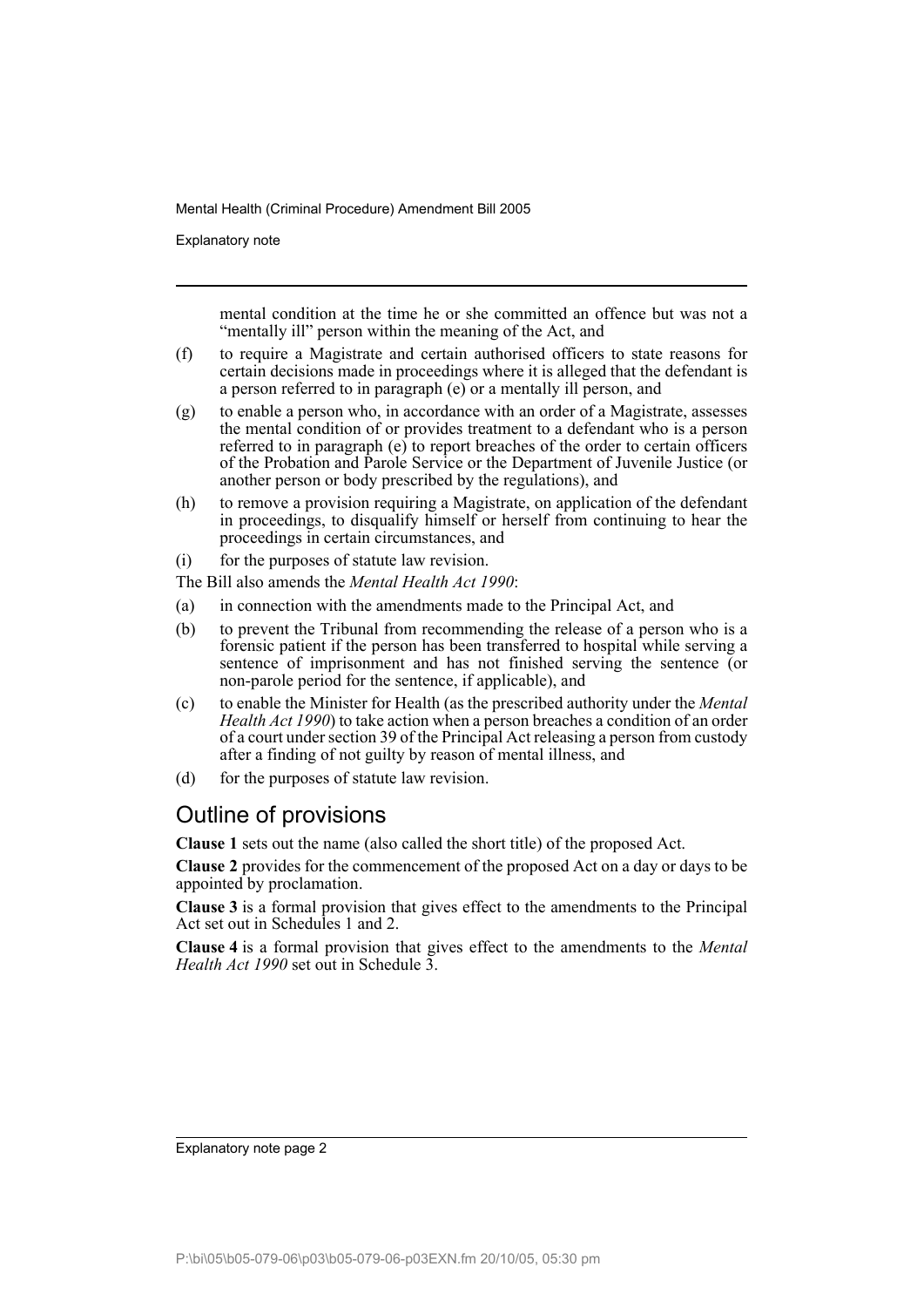mental condition at the time he or she committed an offence but was not a "mentally ill" person within the meaning of the Act, and

(f) to require a Magistrate and certain authorised officers to state reasons for certain decisions made in proceedings where it is alleged that the defendant is a person referred to in paragraph (e) or a mentally ill person, and

(g) to enable a person who, in accordance with an order of a Magistrate, assesses the mental condition of or provides treatment to a defendant who is a person referred to in paragraph (e) to report breaches of the order to certain officers of the Probation and Parole Service or the Department of Juvenile Justice (or another person or body prescribed by the regulations), and

(h) to remove a provision requiring a Magistrate, on application of the defendant in proceedings, to disqualify himself or herself from continuing to hear the proceedings in certain circumstances, and

(i) for the purposes of statute law revision.

The Bill also amends the *Mental Health Act 1990*:

(a) in connection with the amendments made to the Principal Act, and

(b) to prevent the Tribunal from recommending the release of a person who is a forensic patient if the person has been transferred to hospital while serving a sentence of imprisonment and has not finished serving the sentence (or non-parole period for the sentence, if applicable), and

(c) to enable the Minister for Health (as the prescribed authority under the *Mental Health Act 1990*) to take action when a person breaches a condition of an order of a court under section 39 of the Principal Act releasing a person from custody after a finding of not guilty by reason of mental illness, and

(d) for the purposes of statute law revision.

## Outline of provisions

**Clause 1** sets out the name (also called the short title) of the proposed Act.

**Clause 2** provides for the commencement of the proposed Act on a day or days to be appointed by proclamation.

**Clause 3** is a formal provision that gives effect to the amendments to the Principal Act set out in Schedules 1 and 2.

**Clause 4** is a formal provision that gives effect to the amendments to the *Mental Health Act 1990* set out in Schedule 3.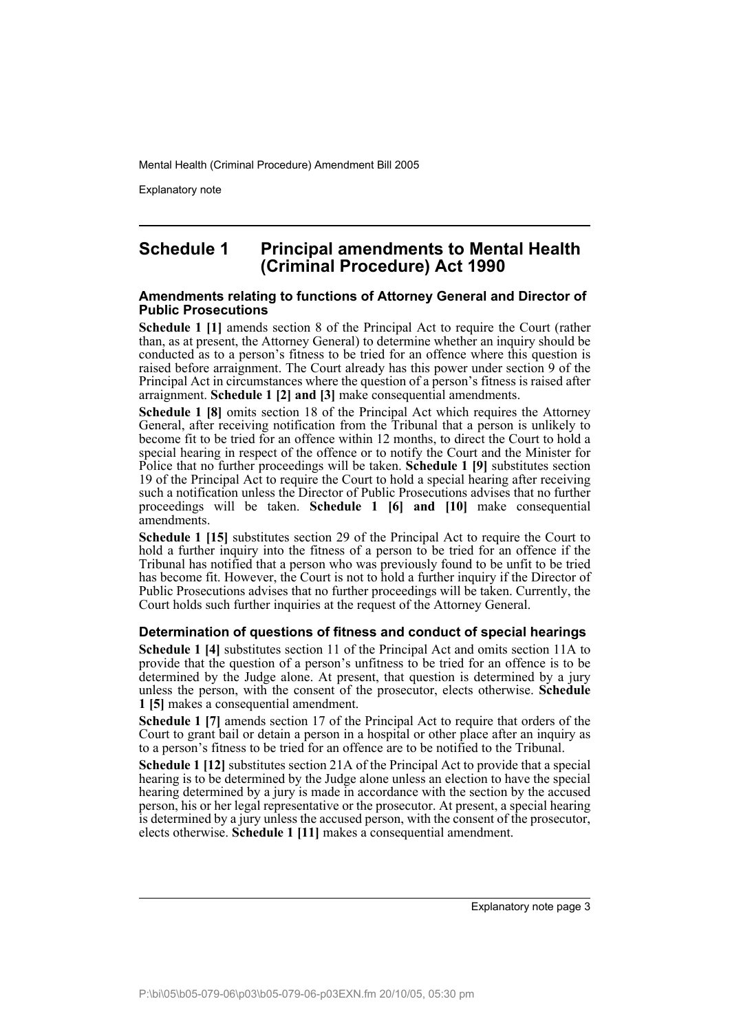## Schedule 1 Principal amendments to Mental Health (Criminal Procedure) Act 1990

### Amendments relating to functions of Attorney General and Director of Public Prosecutions

**Schedule 1 [1]** amends section 8 of the Principal Act to require the Court (rather than, as at present, the Attorney General) to determine whether an inquiry should be conducted as to a person's fitness to be tried for an offence where this question is raised before arraignment. The Court already has this power under section 9 of the Principal Act in circumstances where the question of a person's fitness is raised after arraignment. **Schedule 1 [2] and [3]** make consequential amendments.

**Schedule 1 [8]** omits section 18 of the Principal Act which requires the Attorney General, after receiving notification from the Tribunal that a person is unlikely to become fit to be tried for an offence within 12 months, to direct the Court to hold a special hearing in respect of the offence or to notify the Court and the Minister for Police that no further proceedings will be taken. **Schedule 1 [9]** substitutes section 19 of the Principal Act to require the Court to hold a special hearing after receiving such a notification unless the Director of Public Prosecutions advises that no further proceedings will be taken. **Schedule 1 [6] and [10]** make consequential amendments.

**Schedule 1 [15]** substitutes section 29 of the Principal Act to require the Court to hold a further inquiry into the fitness of a person to be tried for an offence if the Tribunal has notified that a person who was previously found to be unfit to be tried has become fit. However, the Court is not to hold a further inquiry if the Director of Public Prosecutions advises that no further proceedings will be taken. Currently, the Court holds such further inquiries at the request of the Attorney General.

### Determination of questions of fitness and conduct of special hearings

**Schedule 1 [4]** substitutes section 11 of the Principal Act and omits section 11A to provide that the question of a person's unfitness to be tried for an offence is to be determined by the Judge alone. At present, that question is determined by a jury unless the person, with the consent of the prosecutor, elects otherwise. **Schedule 1 [5]** makes a consequential amendment.

**Schedule 1 [7]** amends section 17 of the Principal Act to require that orders of the Court to grant bail or detain a person in a hospital or other place after an inquiry as to a person's fitness to be tried for an offence are to be notified to the Tribunal.

**Schedule 1 [12]** substitutes section 21A of the Principal Act to provide that a special hearing is to be determined by the Judge alone unless an election to have the special hearing determined by a jury is made in accordance with the section by the accused person, his or her legal representative or the prosecutor. At present, a special hearing is determined by a jury unless the accused person, with the consent of the prosecutor, elects otherwise. **Schedule 1 [11]** makes a consequential amendment.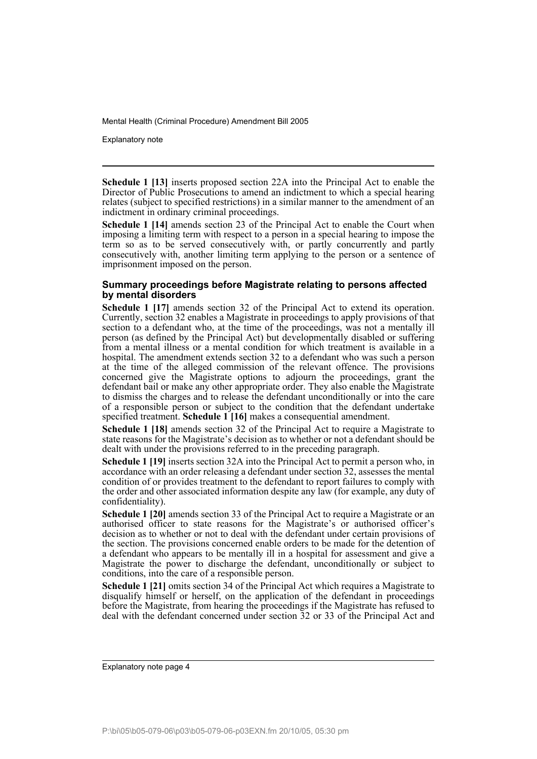**Schedule 1 [13]** inserts proposed section 22A into the Principal Act to enable the Director of Public Prosecutions to amend an indictment to which a special hearing relates (subject to specified restrictions) in a similar manner to the amendment of an indictment in ordinary criminal proceedings.

**Schedule 1 [14]** amends section 23 of the Principal Act to enable the Court when imposing a limiting term with respect to a person in a special hearing to impose the term so as to be served consecutively with, or partly concurrently and partly consecutively with, another limiting term applying to the person or a sentence of imprisonment imposed on the person.

### Summary proceedings before Magistrate relating to persons affected by mental disorders

**Schedule 1 [17]** amends section 32 of the Principal Act to extend its operation. Currently, section 32 enables a Magistrate in proceedings to apply provisions of that section to a defendant who, at the time of the proceedings, was not a mentally ill person (as defined by the Principal Act) but developmentally disabled or suffering from a mental illness or a mental condition for which treatment is available in a hospital. The amendment extends section 32 to a defendant who was such a person at the time of the alleged commission of the relevant offence. The provisions concerned give the Magistrate options to adjourn the proceedings, grant the defendant bail or make any other appropriate order. They also enable the Magistrate to dismiss the charges and to release the defendant unconditionally or into the care of a responsible person or subject to the condition that the defendant undertake specified treatment. **Schedule 1 [16]** makes a consequential amendment.

**Schedule 1 [18]** amends section 32 of the Principal Act to require a Magistrate to state reasons for the Magistrate's decision as to whether or not a defendant should be dealt with under the provisions referred to in the preceding paragraph.

**Schedule 1 [19]** inserts section 32A into the Principal Act to permit a person who, in accordance with an order releasing a defendant under section 32, assesses the mental condition of or provides treatment to the defendant to report failures to comply with the order and other associated information despite any law (for example, any duty of confidentiality).

**Schedule 1 [20]** amends section 33 of the Principal Act to require a Magistrate or an authorised officer to state reasons for the Magistrate's or authorised officer's decision as to whether or not to deal with the defendant under certain provisions of the section. The provisions concerned enable orders to be made for the detention of a defendant who appears to be mentally ill in a hospital for assessment and give a Magistrate the power to discharge the defendant, unconditionally or subject to conditions, into the care of a responsible person.

**Schedule 1 [21]** omits section 34 of the Principal Act which requires a Magistrate to disqualify himself or herself, on the application of the defendant in proceedings before the Magistrate, from hearing the proceedings if the Magistrate has refused to deal with the defendant concerned under section 32 or 33 of the Principal Act and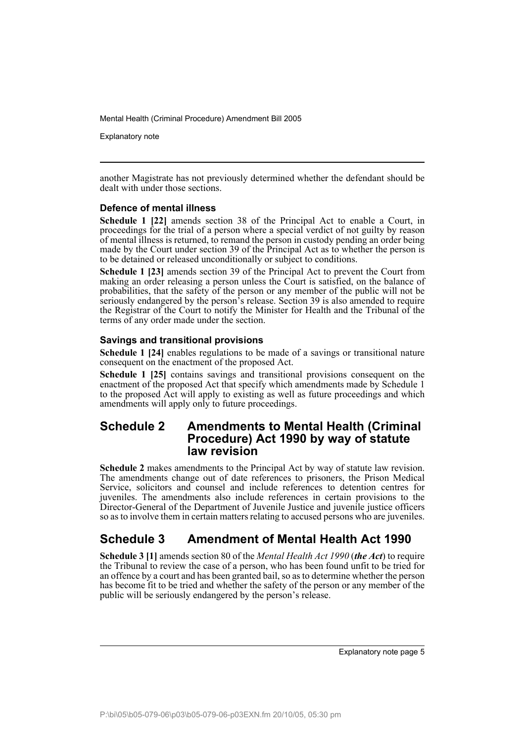another Magistrate has not previously determined whether the defendant should be dealt with under those sections.

### Defence of mental illness

**Schedule 1 [22]** amends section 38 of the Principal Act to enable a Court, in proceedings for the trial of a person where a special verdict of not guilty by reason of mental illness is returned, to remand the person in custody pending an order being made by the Court under section 39 of the Principal Act as to whether the person is to be detained or released unconditionally or subject to conditions.

**Schedule 1 [23]** amends section 39 of the Principal Act to prevent the Court from making an order releasing a person unless the Court is satisfied, on the balance of probabilities, that the safety of the person or any member of the public will not be seriously endangered by the person's release. Section 39 is also amended to require the Registrar of the Court to notify the Minister for Health and the Tribunal of the terms of any order made under the section.

### Savings and transitional provisions

**Schedule 1 [24]** enables regulations to be made of a savings or transitional nature consequent on the enactment of the proposed Act.

**Schedule 1 [25]** contains savings and transitional provisions consequent on the enactment of the proposed Act that specify which amendments made by Schedule 1 to the proposed Act will apply to existing as well as future proceedings and which amendments will apply only to future proceedings.

## Schedule 2 Amendments to Mental Health (Criminal Procedure) Act 1990 by way of statute law revision

**Schedule 2** makes amendments to the Principal Act by way of statute law revision. The amendments change out of date references to prisoners, the Prison Medical Service, solicitors and counsel and include references to detention centres for juveniles. The amendments also include references in certain provisions to the Director-General of the Department of Juvenile Justice and juvenile justice officers so as to involve them in certain matters relating to accused persons who are juveniles.

## Schedule 3 Amendment of Mental Health Act 1990

**Schedule 3 [1]** amends section 80 of the *Mental Health Act 1990* (***the Act***) to require the Tribunal to review the case of a person, who has been found unfit to be tried for an offence by a court and has been granted bail, so as to determine whether the person has become fit to be tried and whether the safety of the person or any member of the public will be seriously endangered by the person's release.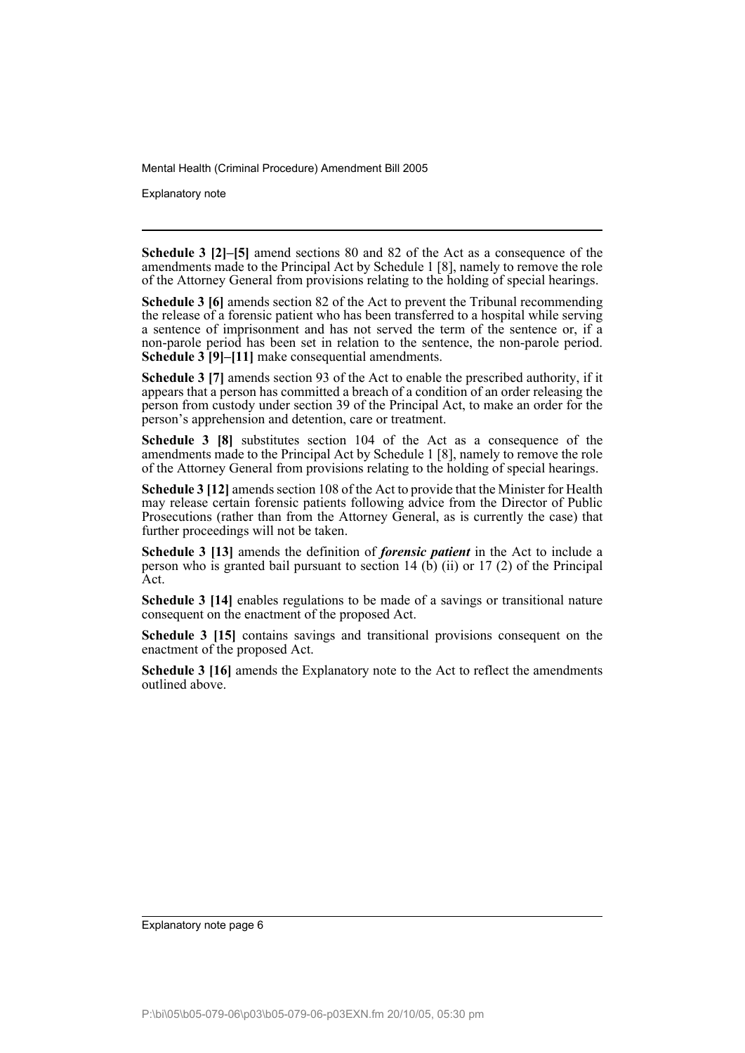**Schedule 3 [2]–[5]** amend sections 80 and 82 of the Act as a consequence of the amendments made to the Principal Act by Schedule 1 [8], namely to remove the role of the Attorney General from provisions relating to the holding of special hearings.

**Schedule 3 [6]** amends section 82 of the Act to prevent the Tribunal recommending the release of a forensic patient who has been transferred to a hospital while serving a sentence of imprisonment and has not served the term of the sentence or, if a non-parole period has been set in relation to the sentence, the non-parole period. **Schedule 3 [9]–[11]** make consequential amendments.

**Schedule 3 [7]** amends section 93 of the Act to enable the prescribed authority, if it appears that a person has committed a breach of a condition of an order releasing the person from custody under section 39 of the Principal Act, to make an order for the person's apprehension and detention, care or treatment.

**Schedule 3 [8]** substitutes section 104 of the Act as a consequence of the amendments made to the Principal Act by Schedule 1 [8], namely to remove the role of the Attorney General from provisions relating to the holding of special hearings.

**Schedule 3 [12]** amends section 108 of the Act to provide that the Minister for Health may release certain forensic patients following advice from the Director of Public Prosecutions (rather than from the Attorney General, as is currently the case) that further proceedings will not be taken.

**Schedule 3 [13]** amends the definition of ***forensic patient*** in the Act to include a person who is granted bail pursuant to section 14 (b) (ii) or 17 (2) of the Principal Act.

**Schedule 3 [14]** enables regulations to be made of a savings or transitional nature consequent on the enactment of the proposed Act.

**Schedule 3 [15]** contains savings and transitional provisions consequent on the enactment of the proposed Act.

**Schedule 3 [16]** amends the Explanatory note to the Act to reflect the amendments outlined above.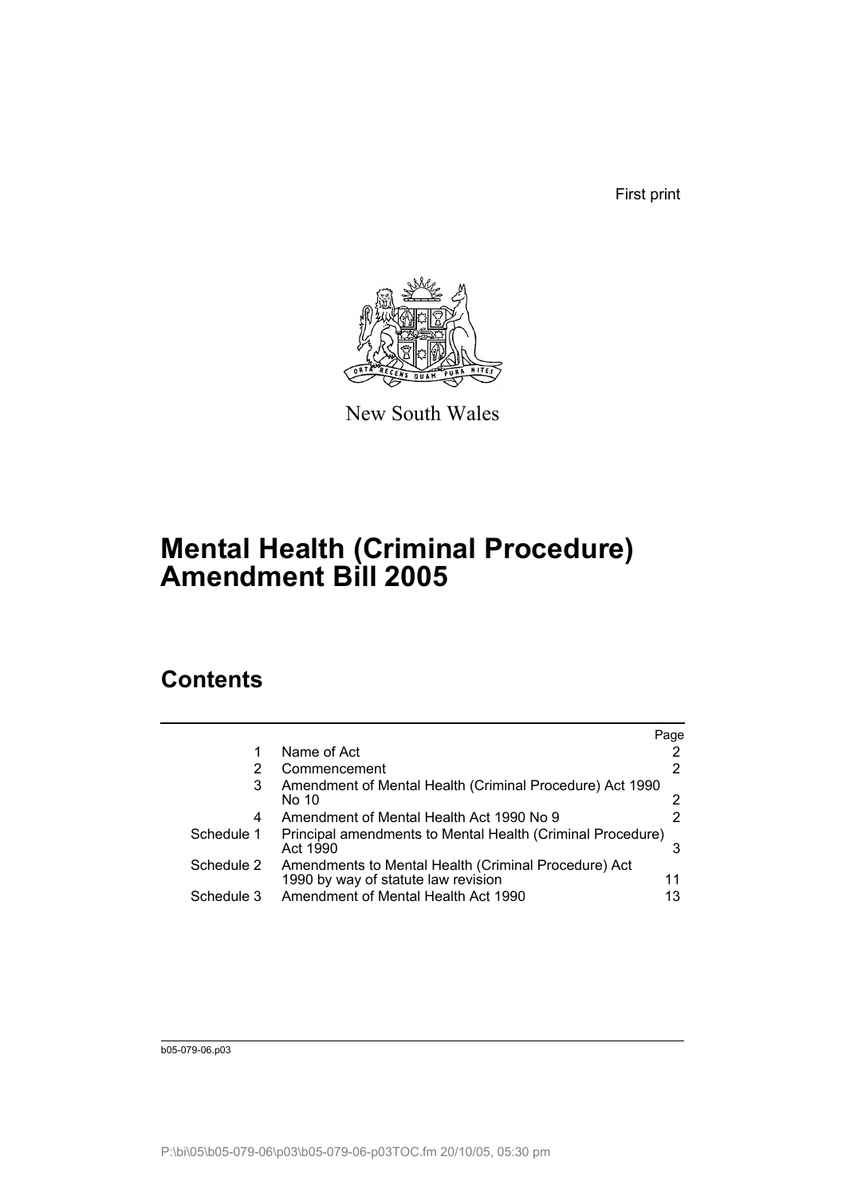First print

New South Wales

# Mental Health (Criminal Procedure) Amendment Bill 2005

## Contents

| | | Page |
|---|---|---|
| 1 | Name of Act | 2 |
| 2 | Commencement | 2 |
| 3 | Amendment of Mental Health (Criminal Procedure) Act 1990 No 10 | 2 |
| 4 | Amendment of Mental Health Act 1990 No 9 | 2 |
| Schedule 1 | Principal amendments to Mental Health (Criminal Procedure) Act 1990 | 3 |
| Schedule 2 | Amendments to Mental Health (Criminal Procedure) Act 1990 by way of statute law revision | 11 |
| Schedule 3 | Amendment of Mental Health Act 1990 | 13 |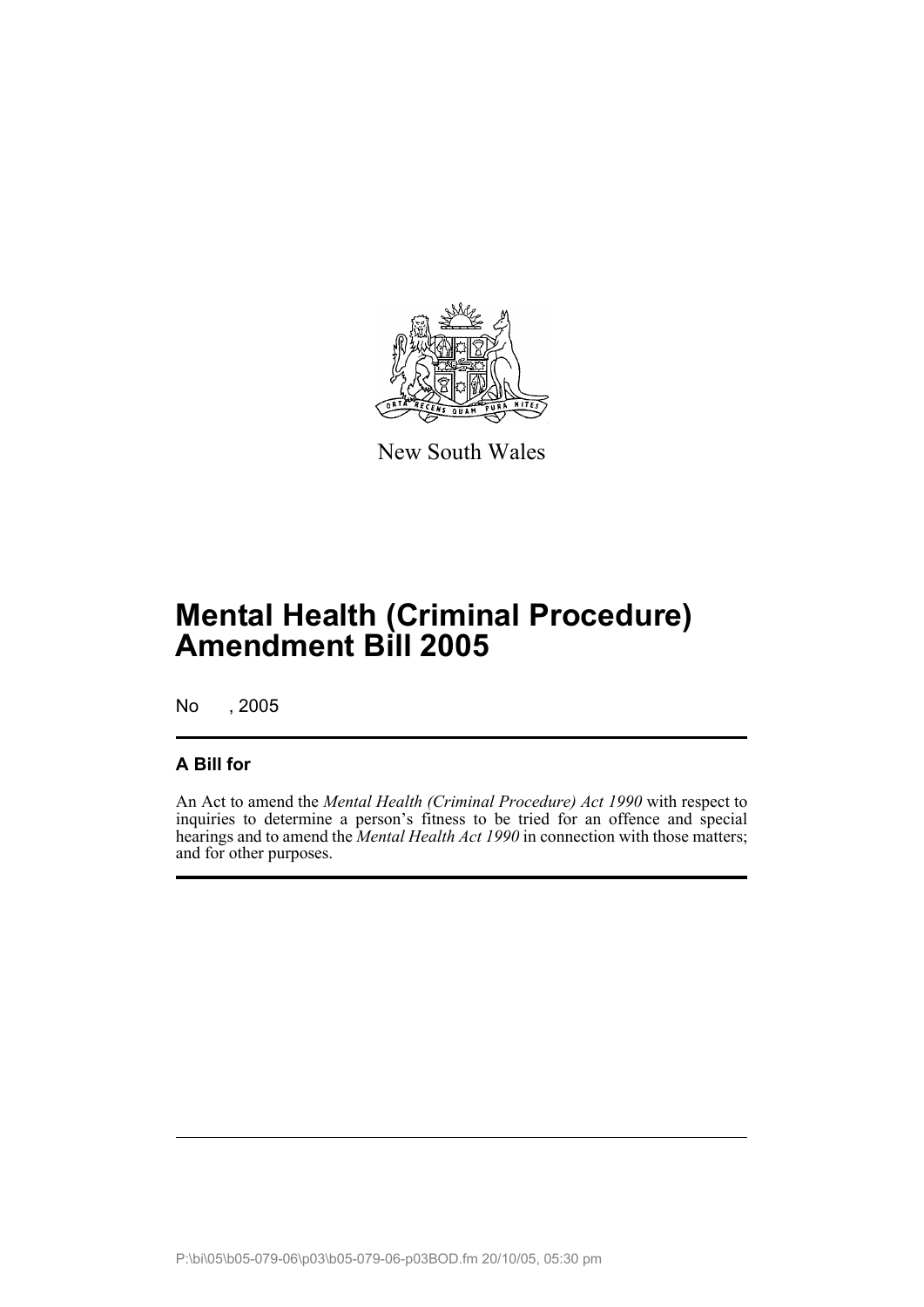New South Wales

# Mental Health (Criminal Procedure) Amendment Bill 2005

No , 2005

## A Bill for

An Act to amend the *Mental Health (Criminal Procedure) Act 1990* with respect to inquiries to determine a person's fitness to be tried for an offence and special hearings and to amend the *Mental Health Act 1990* in connection with those matters; and for other purposes.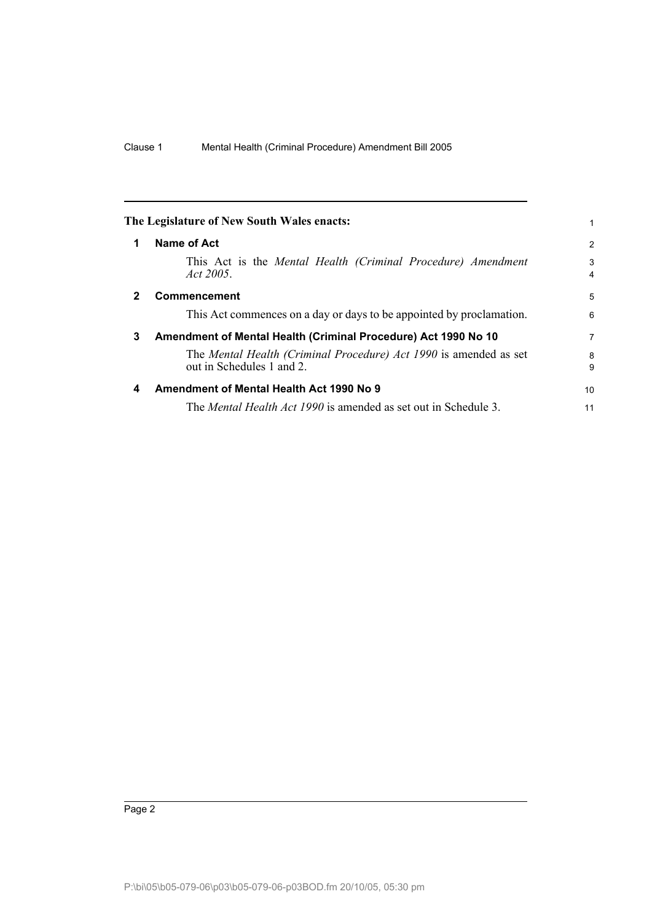**The Legislature of New South Wales enacts:**

## 1 Name of Act

This Act is the *Mental Health (Criminal Procedure) Amendment Act 2005*.

## 2 Commencement

This Act commences on a day or days to be appointed by proclamation.

## 3 Amendment of Mental Health (Criminal Procedure) Act 1990 No 10

The *Mental Health (Criminal Procedure) Act 1990* is amended as set out in Schedules 1 and 2.

## 4 Amendment of Mental Health Act 1990 No 9

The *Mental Health Act 1990* is amended as set out in Schedule 3.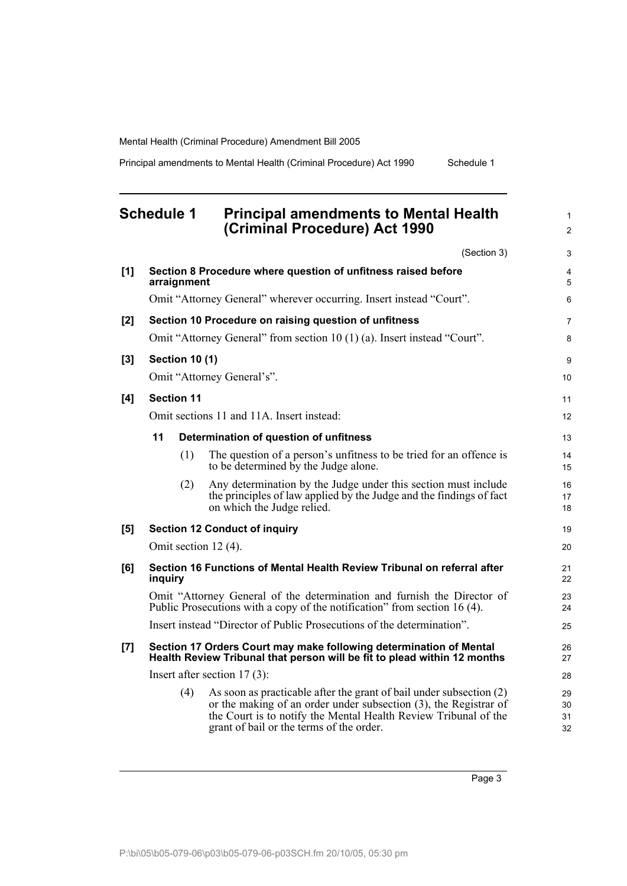## Schedule 1 Principal amendments to Mental Health (Criminal Procedure) Act 1990

(Section 3)

**[1] Section 8 Procedure where question of unfitness raised before arraignment**

Omit "Attorney General" wherever occurring. Insert instead "Court".

**[2] Section 10 Procedure on raising question of unfitness**

Omit "Attorney General" from section 10 (1) (a). Insert instead "Court".

**[3] Section 10 (1)**

Omit "Attorney General's".

**[4] Section 11**

Omit sections 11 and 11A. Insert instead:

**11 Determination of question of unfitness**

(1) The question of a person's unfitness to be tried for an offence is to be determined by the Judge alone.

(2) Any determination by the Judge under this section must include the principles of law applied by the Judge and the findings of fact on which the Judge relied.

**[5] Section 12 Conduct of inquiry**

Omit section 12 (4).

**[6] Section 16 Functions of Mental Health Review Tribunal on referral after inquiry**

Omit "Attorney General of the determination and furnish the Director of Public Prosecutions with a copy of the notification" from section 16 (4).

Insert instead "Director of Public Prosecutions of the determination".

**[7] Section 17 Orders Court may make following determination of Mental Health Review Tribunal that person will be fit to plead within 12 months**

Insert after section 17 (3):

(4) As soon as practicable after the grant of bail under subsection (2) or the making of an order under subsection (3), the Registrar of the Court is to notify the Mental Health Review Tribunal of the grant of bail or the terms of the order.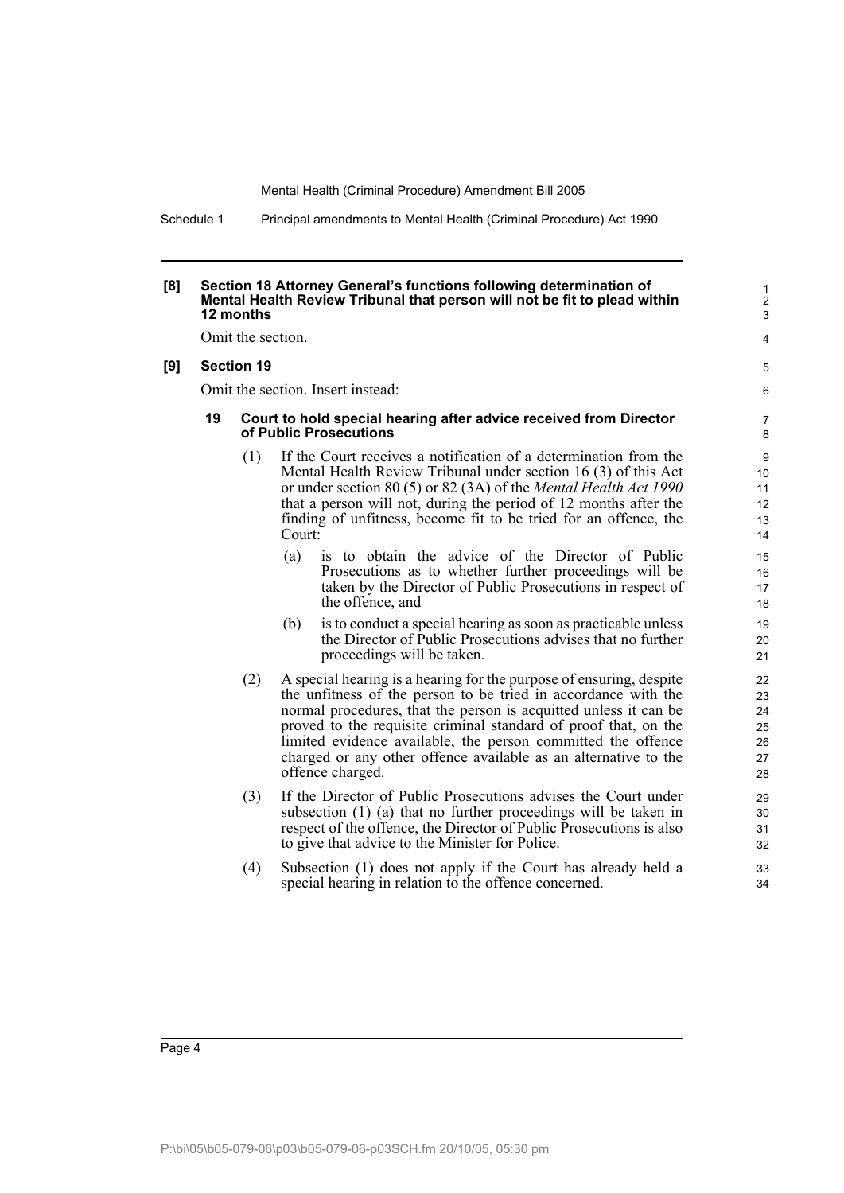**[8] Section 18 Attorney General's functions following determination of Mental Health Review Tribunal that person will not be fit to plead within 12 months**

Omit the section.

**[9] Section 19**

Omit the section. Insert instead:

**19 Court to hold special hearing after advice received from Director of Public Prosecutions**

(1) If the Court receives a notification of a determination from the Mental Health Review Tribunal under section 16 (3) of this Act or under section 80 (5) or 82 (3A) of the *Mental Health Act 1990* that a person will not, during the period of 12 months after the finding of unfitness, become fit to be tried for an offence, the Court:

(a) is to obtain the advice of the Director of Public Prosecutions as to whether further proceedings will be taken by the Director of Public Prosecutions in respect of the offence, and

(b) is to conduct a special hearing as soon as practicable unless the Director of Public Prosecutions advises that no further proceedings will be taken.

(2) A special hearing is a hearing for the purpose of ensuring, despite the unfitness of the person to be tried in accordance with the normal procedures, that the person is acquitted unless it can be proved to the requisite criminal standard of proof that, on the limited evidence available, the person committed the offence charged or any other offence available as an alternative to the offence charged.

(3) If the Director of Public Prosecutions advises the Court under subsection (1) (a) that no further proceedings will be taken in respect of the offence, the Director of Public Prosecutions is also to give that advice to the Minister for Police.

(4) Subsection (1) does not apply if the Court has already held a special hearing in relation to the offence concerned.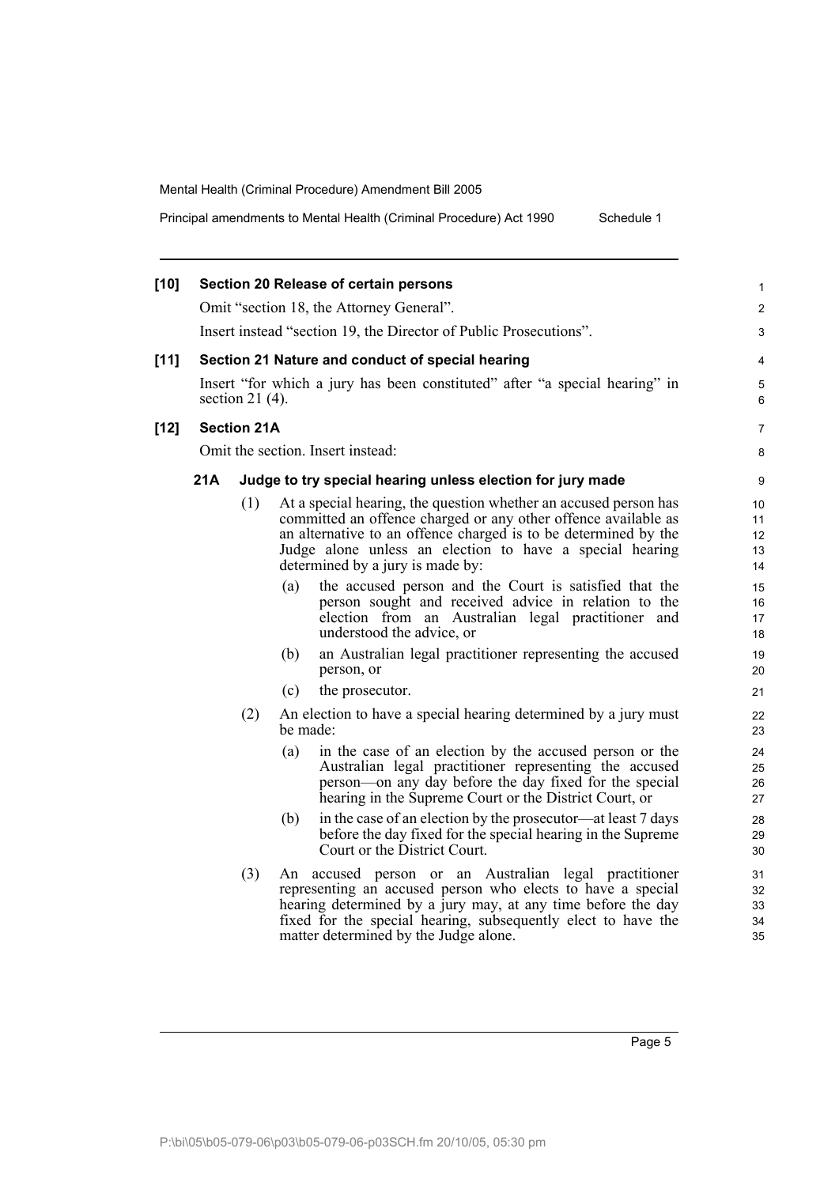**[10] Section 20 Release of certain persons**

Omit "section 18, the Attorney General".

Insert instead "section 19, the Director of Public Prosecutions".

**[11] Section 21 Nature and conduct of special hearing**

Insert "for which a jury has been constituted" after "a special hearing" in section 21 (4).

**[12] Section 21A**

Omit the section. Insert instead:

**21A Judge to try special hearing unless election for jury made**

(1) At a special hearing, the question whether an accused person has committed an offence charged or any other offence available as an alternative to an offence charged is to be determined by the Judge alone unless an election to have a special hearing determined by a jury is made by:

(a) the accused person and the Court is satisfied that the person sought and received advice in relation to the election from an Australian legal practitioner and understood the advice, or

(b) an Australian legal practitioner representing the accused person, or

(c) the prosecutor.

(2) An election to have a special hearing determined by a jury must be made:

(a) in the case of an election by the accused person or the Australian legal practitioner representing the accused person—on any day before the day fixed for the special hearing in the Supreme Court or the District Court, or

(b) in the case of an election by the prosecutor—at least 7 days before the day fixed for the special hearing in the Supreme Court or the District Court.

(3) An accused person or an Australian legal practitioner representing an accused person who elects to have a special hearing determined by a jury may, at any time before the day fixed for the special hearing, subsequently elect to have the matter determined by the Judge alone.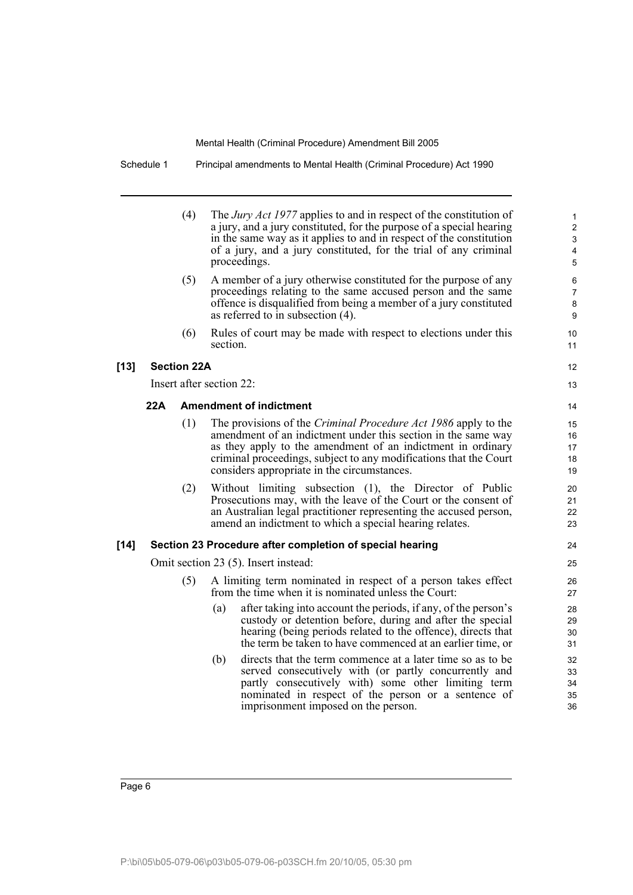(4) The *Jury Act 1977* applies to and in respect of the constitution of a jury, and a jury constituted, for the purpose of a special hearing in the same way as it applies to and in respect of the constitution of a jury, and a jury constituted, for the trial of any criminal proceedings.

(5) A member of a jury otherwise constituted for the purpose of any proceedings relating to the same accused person and the same offence is disqualified from being a member of a jury constituted as referred to in subsection (4).

(6) Rules of court may be made with respect to elections under this section.

**[13] Section 22A**

Insert after section 22:

**22A Amendment of indictment**

(1) The provisions of the *Criminal Procedure Act 1986* apply to the amendment of an indictment under this section in the same way as they apply to the amendment of an indictment in ordinary criminal proceedings, subject to any modifications that the Court considers appropriate in the circumstances.

(2) Without limiting subsection (1), the Director of Public Prosecutions may, with the leave of the Court or the consent of an Australian legal practitioner representing the accused person, amend an indictment to which a special hearing relates.

**[14] Section 23 Procedure after completion of special hearing**

Omit section 23 (5). Insert instead:

(5) A limiting term nominated in respect of a person takes effect from the time when it is nominated unless the Court:

(a) after taking into account the periods, if any, of the person's custody or detention before, during and after the special hearing (being periods related to the offence), directs that the term be taken to have commenced at an earlier time, or

(b) directs that the term commence at a later time so as to be served consecutively with (or partly concurrently and partly consecutively with) some other limiting term nominated in respect of the person or a sentence of imprisonment imposed on the person.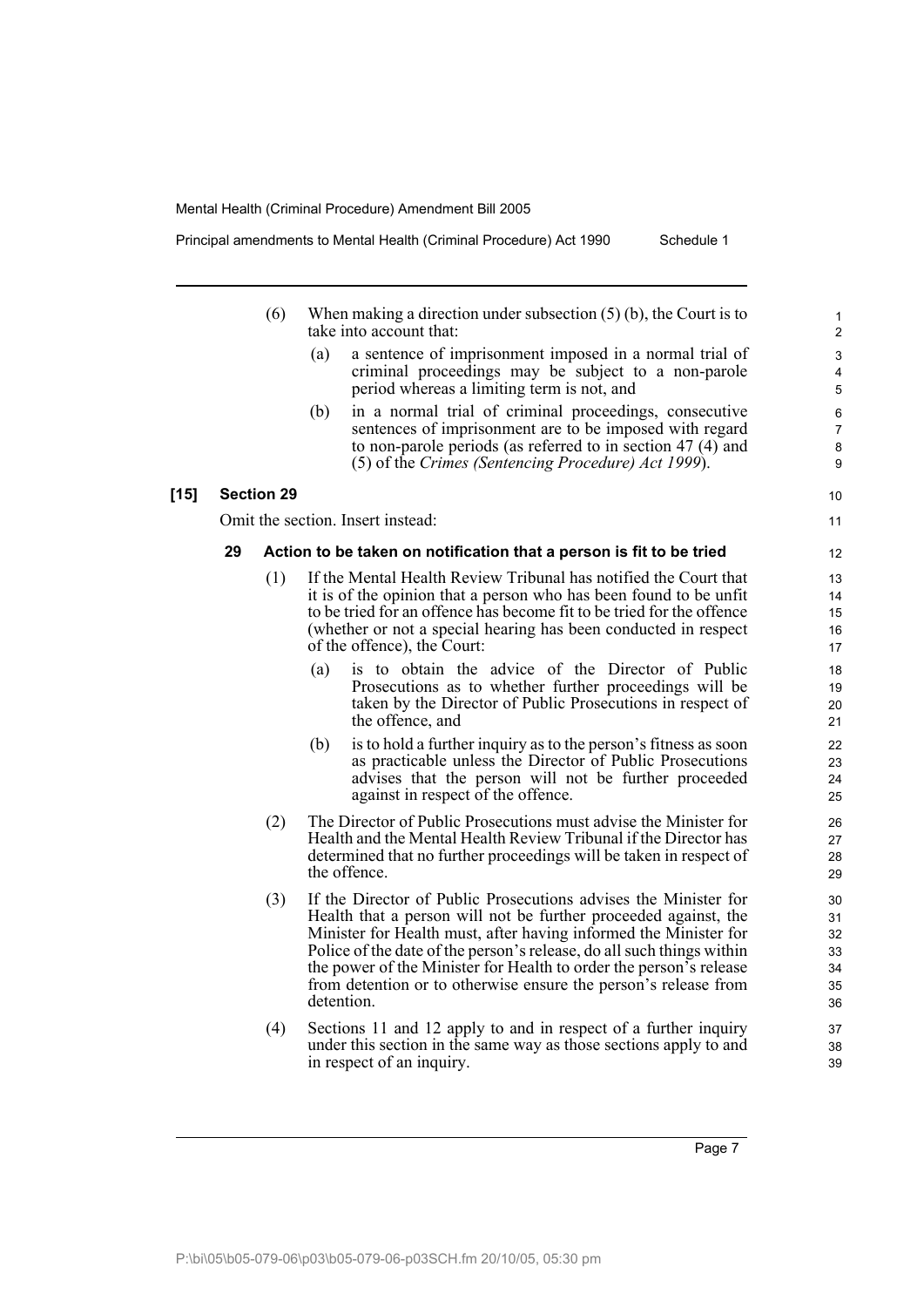(6) When making a direction under subsection (5) (b), the Court is to take into account that:

(a) a sentence of imprisonment imposed in a normal trial of criminal proceedings may be subject to a non-parole period whereas a limiting term is not, and

(b) in a normal trial of criminal proceedings, consecutive sentences of imprisonment are to be imposed with regard to non-parole periods (as referred to in section 47 (4) and (5) of the *Crimes (Sentencing Procedure) Act 1999*).

**[15] Section 29**

Omit the section. Insert instead:

**29 Action to be taken on notification that a person is fit to be tried**

(1) If the Mental Health Review Tribunal has notified the Court that it is of the opinion that a person who has been found to be unfit to be tried for an offence has become fit to be tried for the offence (whether or not a special hearing has been conducted in respect of the offence), the Court:

(a) is to obtain the advice of the Director of Public Prosecutions as to whether further proceedings will be taken by the Director of Public Prosecutions in respect of the offence, and

(b) is to hold a further inquiry as to the person's fitness as soon as practicable unless the Director of Public Prosecutions advises that the person will not be further proceeded against in respect of the offence.

(2) The Director of Public Prosecutions must advise the Minister for Health and the Mental Health Review Tribunal if the Director has determined that no further proceedings will be taken in respect of the offence.

(3) If the Director of Public Prosecutions advises the Minister for Health that a person will not be further proceeded against, the Minister for Health must, after having informed the Minister for Police of the date of the person's release, do all such things within the power of the Minister for Health to order the person's release from detention or to otherwise ensure the person's release from detention.

(4) Sections 11 and 12 apply to and in respect of a further inquiry under this section in the same way as those sections apply to and in respect of an inquiry.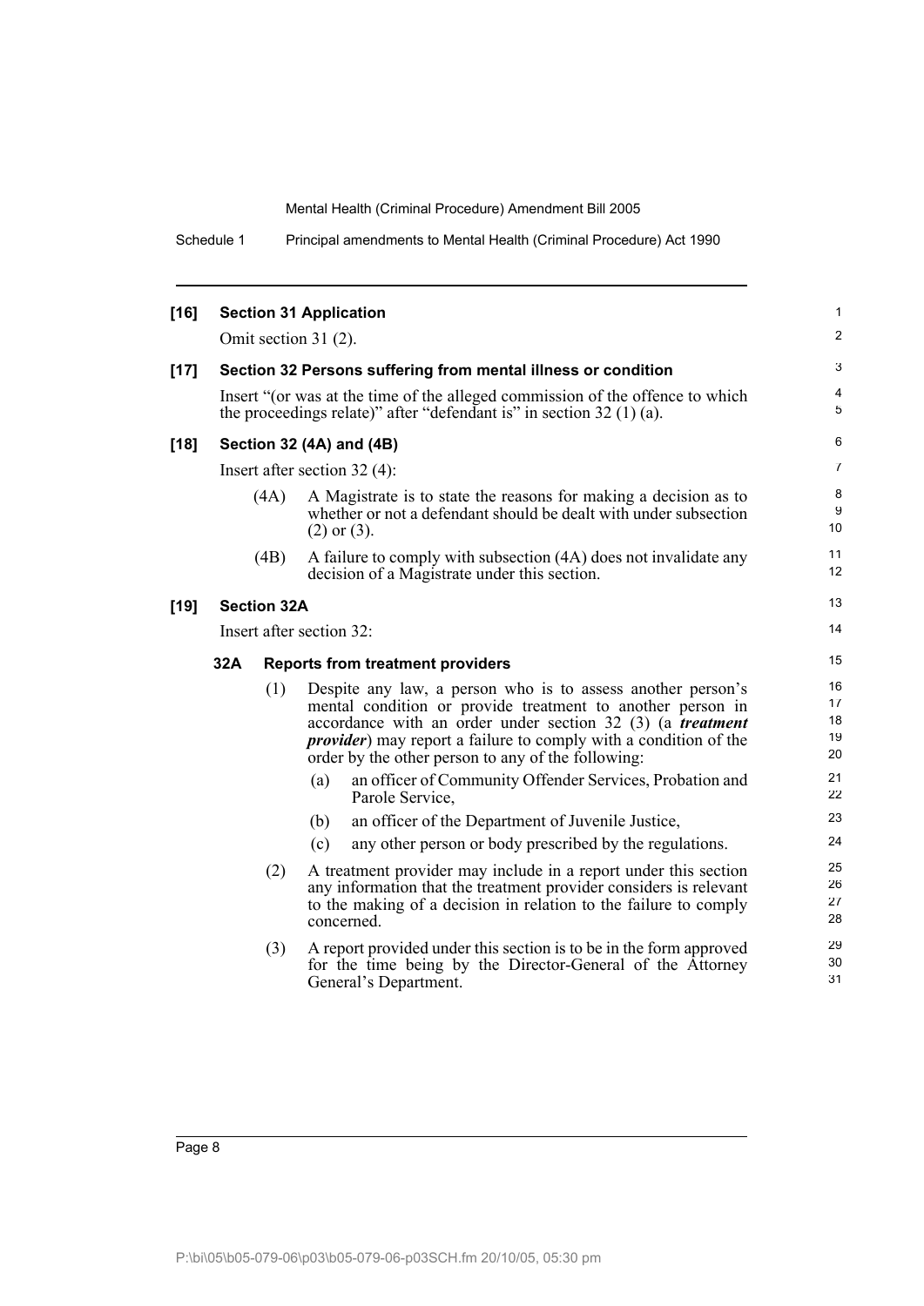**[16] Section 31 Application**

Omit section 31 (2).

**[17] Section 32 Persons suffering from mental illness or condition**

Insert "(or was at the time of the alleged commission of the offence to which the proceedings relate)" after "defendant is" in section 32 (1) (a).

**[18] Section 32 (4A) and (4B)**

Insert after section 32 (4):

(4A) A Magistrate is to state the reasons for making a decision as to whether or not a defendant should be dealt with under subsection (2) or (3).

(4B) A failure to comply with subsection (4A) does not invalidate any decision of a Magistrate under this section.

**[19] Section 32A**

Insert after section 32:

**32A Reports from treatment providers**

(1) Despite any law, a person who is to assess another person's mental condition or provide treatment to another person in accordance with an order under section 32 (3) (a ***treatment provider***) may report a failure to comply with a condition of the order by the other person to any of the following:

(a) an officer of Community Offender Services, Probation and Parole Service,

(b) an officer of the Department of Juvenile Justice,

(c) any other person or body prescribed by the regulations.

(2) A treatment provider may include in a report under this section any information that the treatment provider considers is relevant to the making of a decision in relation to the failure to comply concerned.

(3) A report provided under this section is to be in the form approved for the time being by the Director-General of the Attorney General's Department.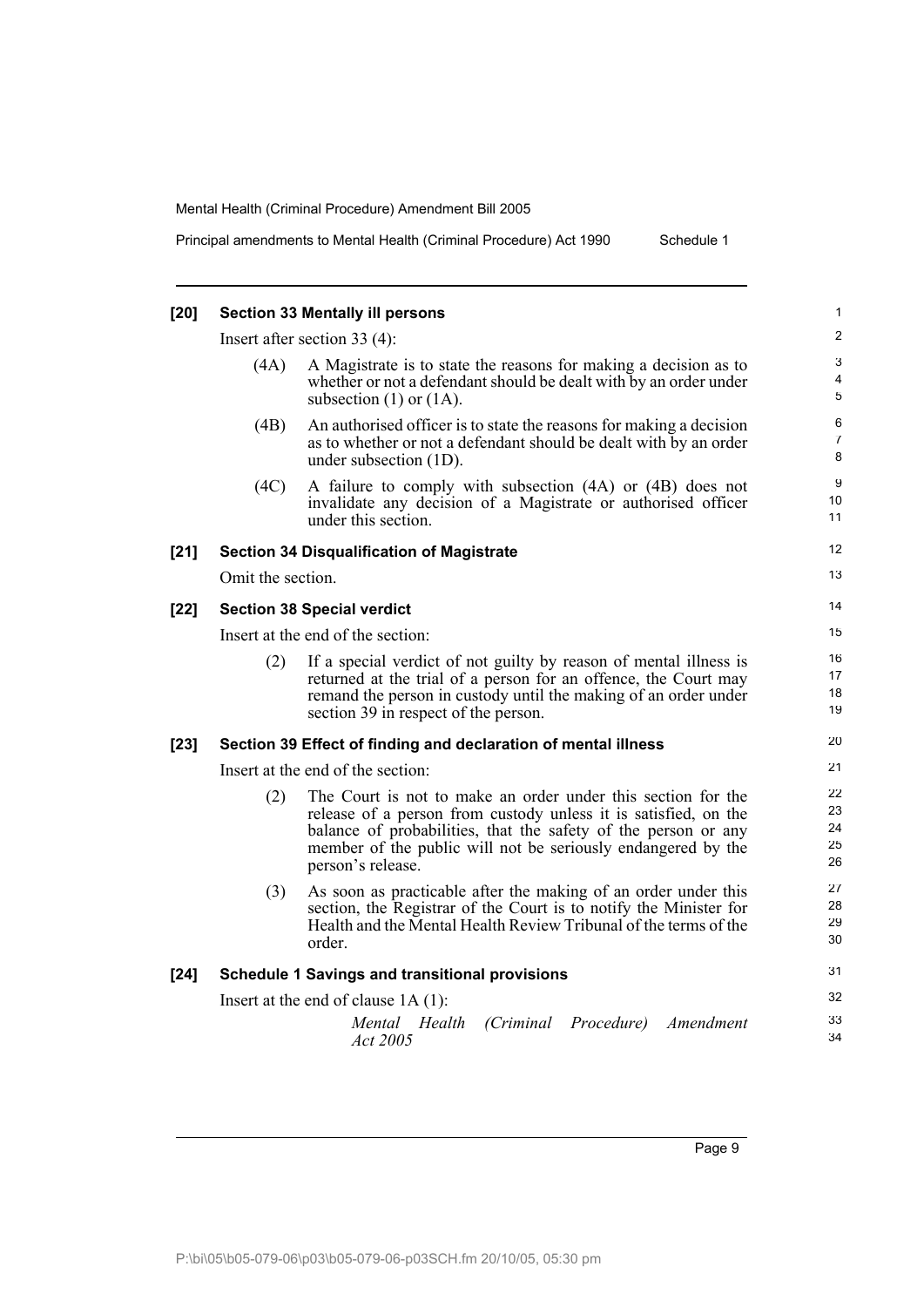**[20] Section 33 Mentally ill persons**

Insert after section 33 (4):

(4A) A Magistrate is to state the reasons for making a decision as to whether or not a defendant should be dealt with by an order under subsection (1) or (1A).

(4B) An authorised officer is to state the reasons for making a decision as to whether or not a defendant should be dealt with by an order under subsection (1D).

(4C) A failure to comply with subsection (4A) or (4B) does not invalidate any decision of a Magistrate or authorised officer under this section.

**[21] Section 34 Disqualification of Magistrate**

Omit the section.

**[22] Section 38 Special verdict**

Insert at the end of the section:

(2) If a special verdict of not guilty by reason of mental illness is returned at the trial of a person for an offence, the Court may remand the person in custody until the making of an order under section 39 in respect of the person.

**[23] Section 39 Effect of finding and declaration of mental illness**

Insert at the end of the section:

(2) The Court is not to make an order under this section for the release of a person from custody unless it is satisfied, on the balance of probabilities, that the safety of the person or any member of the public will not be seriously endangered by the person's release.

(3) As soon as practicable after the making of an order under this section, the Registrar of the Court is to notify the Minister for Health and the Mental Health Review Tribunal of the terms of the order.

**[24] Schedule 1 Savings and transitional provisions**

Insert at the end of clause 1A (1):

*Mental Health (Criminal Procedure) Amendment Act 2005*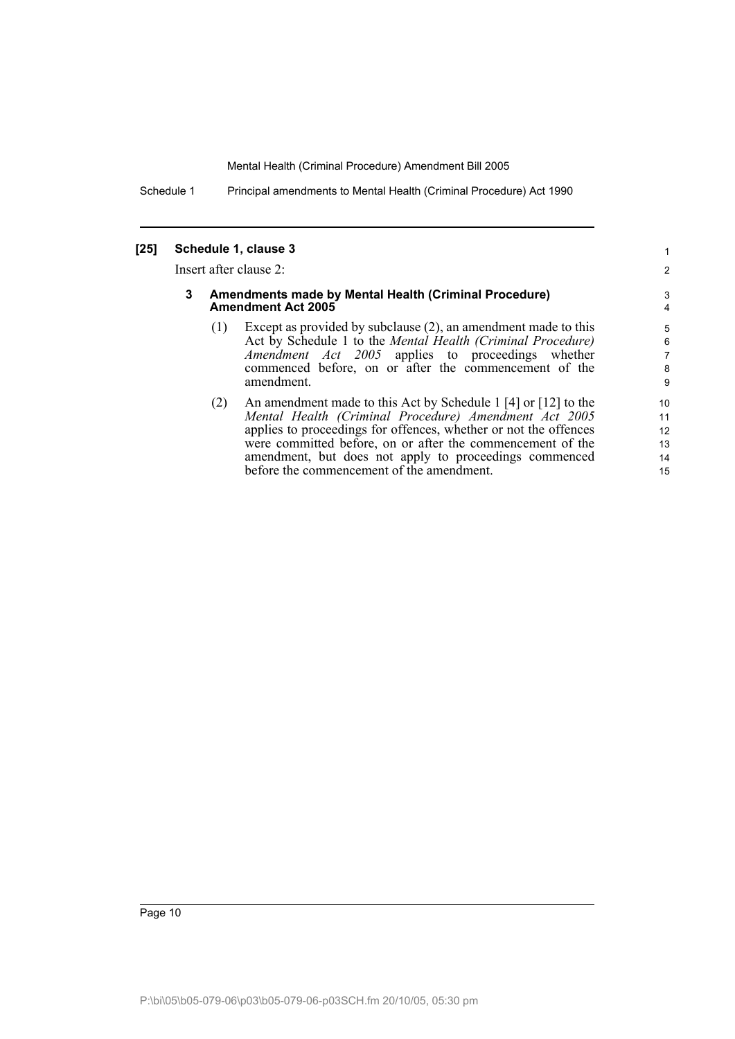**[25] Schedule 1, clause 3**

Insert after clause 2:

**3 Amendments made by Mental Health (Criminal Procedure) Amendment Act 2005**

(1) Except as provided by subclause (2), an amendment made to this Act by Schedule 1 to the *Mental Health (Criminal Procedure) Amendment Act 2005* applies to proceedings whether commenced before, on or after the commencement of the amendment.

(2) An amendment made to this Act by Schedule 1 [4] or [12] to the *Mental Health (Criminal Procedure) Amendment Act 2005* applies to proceedings for offences, whether or not the offences were committed before, on or after the commencement of the amendment, but does not apply to proceedings commenced before the commencement of the amendment.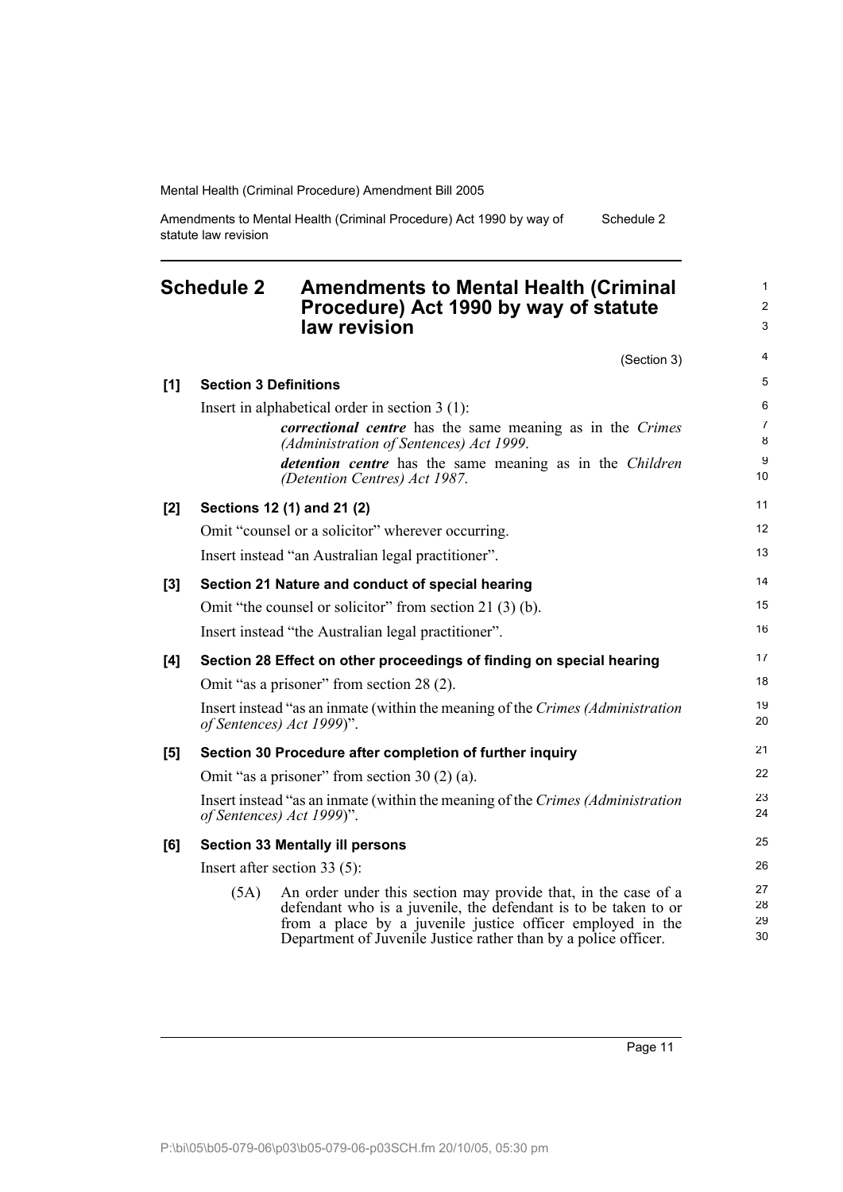## Schedule 2 Amendments to Mental Health (Criminal Procedure) Act 1990 by way of statute law revision

(Section 3)

**[1] Section 3 Definitions**

Insert in alphabetical order in section 3 (1):

> ***correctional centre*** has the same meaning as in the *Crimes (Administration of Sentences) Act 1999*.
>
> ***detention centre*** has the same meaning as in the *Children (Detention Centres) Act 1987*.

**[2] Sections 12 (1) and 21 (2)**

Omit "counsel or a solicitor" wherever occurring.

Insert instead "an Australian legal practitioner".

**[3] Section 21 Nature and conduct of special hearing**

Omit "the counsel or solicitor" from section 21 (3) (b).

Insert instead "the Australian legal practitioner".

**[4] Section 28 Effect on other proceedings of finding on special hearing**

Omit "as a prisoner" from section 28 (2).

Insert instead "as an inmate (within the meaning of the *Crimes (Administration of Sentences) Act 1999*)".

**[5] Section 30 Procedure after completion of further inquiry**

Omit "as a prisoner" from section 30 (2) (a).

Insert instead "as an inmate (within the meaning of the *Crimes (Administration of Sentences) Act 1999*)".

**[6] Section 33 Mentally ill persons**

Insert after section 33 (5):

> (5A) An order under this section may provide that, in the case of a defendant who is a juvenile, the defendant is to be taken to or from a place by a juvenile justice officer employed in the Department of Juvenile Justice rather than by a police officer.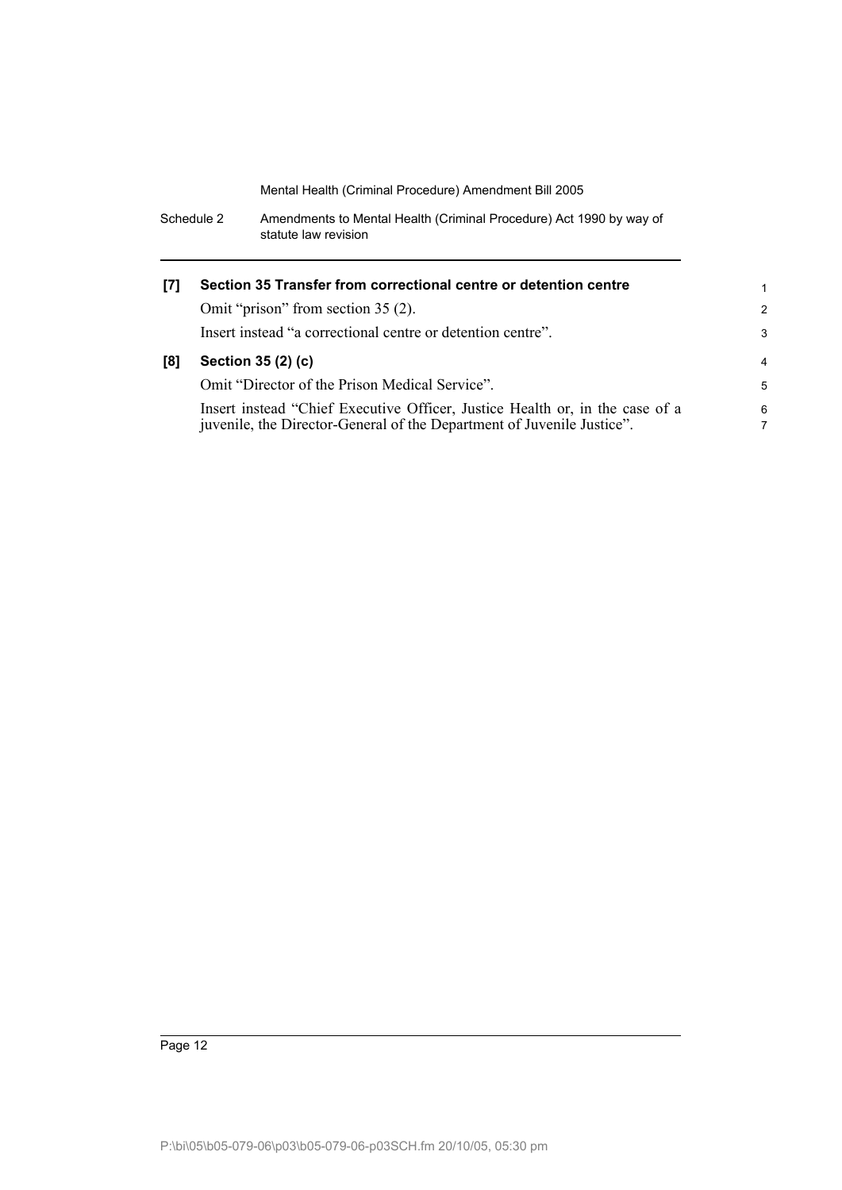**[7] Section 35 Transfer from correctional centre or detention centre**

Omit “prison” from section 35 (2).

Insert instead “a correctional centre or detention centre”.

**[8] Section 35 (2) (c)**

Omit “Director of the Prison Medical Service”.

Insert instead “Chief Executive Officer, Justice Health or, in the case of a juvenile, the Director-General of the Department of Juvenile Justice”.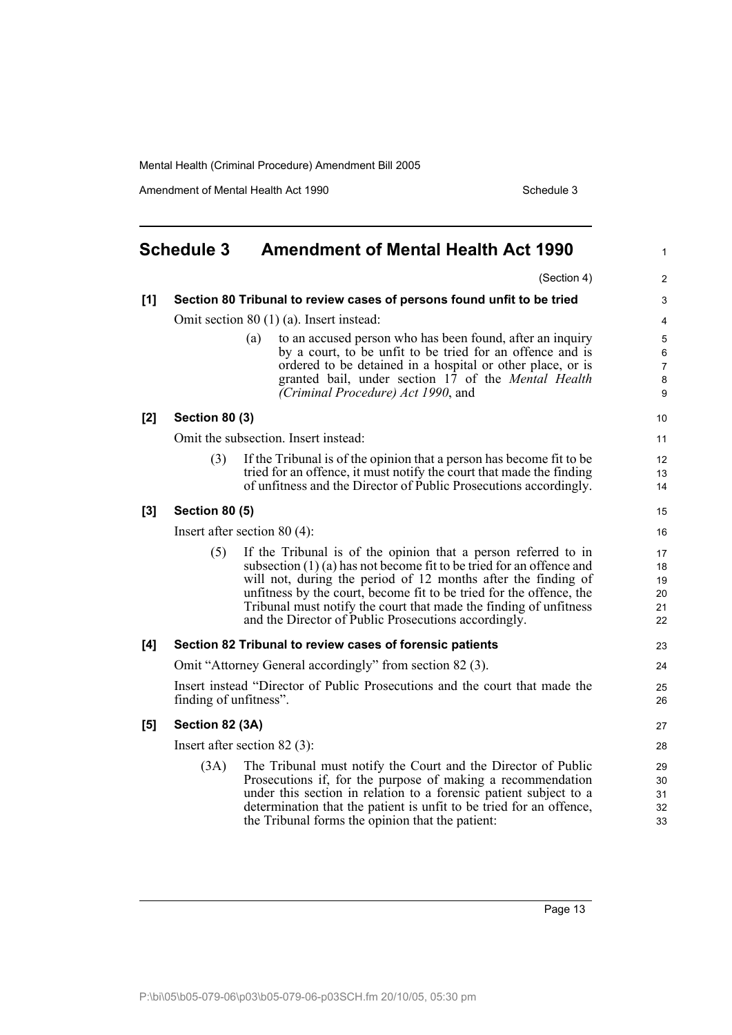## Schedule 3 Amendment of Mental Health Act 1990

(Section 4)

**[1] Section 80 Tribunal to review cases of persons found unfit to be tried**

Omit section 80 (1) (a). Insert instead:

(a) to an accused person who has been found, after an inquiry by a court, to be unfit to be tried for an offence and is ordered to be detained in a hospital or other place, or is granted bail, under section 17 of the *Mental Health (Criminal Procedure) Act 1990*, and

**[2] Section 80 (3)**

Omit the subsection. Insert instead:

(3) If the Tribunal is of the opinion that a person has become fit to be tried for an offence, it must notify the court that made the finding of unfitness and the Director of Public Prosecutions accordingly.

**[3] Section 80 (5)**

Insert after section 80 (4):

(5) If the Tribunal is of the opinion that a person referred to in subsection (1) (a) has not become fit to be tried for an offence and will not, during the period of 12 months after the finding of unfitness by the court, become fit to be tried for the offence, the Tribunal must notify the court that made the finding of unfitness and the Director of Public Prosecutions accordingly.

**[4] Section 82 Tribunal to review cases of forensic patients**

Omit "Attorney General accordingly" from section 82 (3).

Insert instead "Director of Public Prosecutions and the court that made the finding of unfitness".

**[5] Section 82 (3A)**

Insert after section 82 (3):

(3A) The Tribunal must notify the Court and the Director of Public Prosecutions if, for the purpose of making a recommendation under this section in relation to a forensic patient subject to a determination that the patient is unfit to be tried for an offence, the Tribunal forms the opinion that the patient: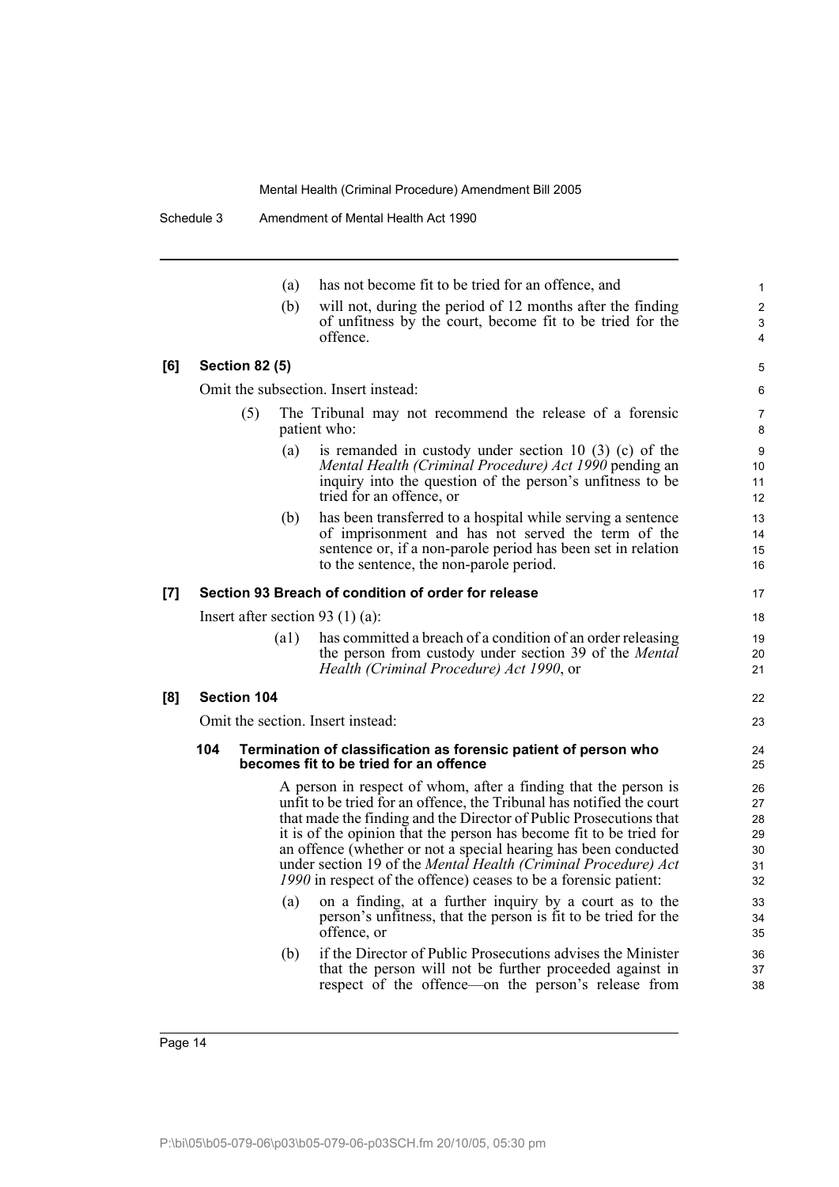(a) has not become fit to be tried for an offence, and

(b) will not, during the period of 12 months after the finding of unfitness by the court, become fit to be tried for the offence.

**[6] Section 82 (5)**

Omit the subsection. Insert instead:

(5) The Tribunal may not recommend the release of a forensic patient who:

(a) is remanded in custody under section 10 (3) (c) of the *Mental Health (Criminal Procedure) Act 1990* pending an inquiry into the question of the person's unfitness to be tried for an offence, or

(b) has been transferred to a hospital while serving a sentence of imprisonment and has not served the term of the sentence or, if a non-parole period has been set in relation to the sentence, the non-parole period.

**[7] Section 93 Breach of condition of order for release**

Insert after section 93 (1) (a):

(a1) has committed a breach of a condition of an order releasing the person from custody under section 39 of the *Mental Health (Criminal Procedure) Act 1990*, or

**[8] Section 104**

Omit the section. Insert instead:

**104 Termination of classification as forensic patient of person who becomes fit to be tried for an offence**

A person in respect of whom, after a finding that the person is unfit to be tried for an offence, the Tribunal has notified the court that made the finding and the Director of Public Prosecutions that it is of the opinion that the person has become fit to be tried for an offence (whether or not a special hearing has been conducted under section 19 of the *Mental Health (Criminal Procedure) Act 1990* in respect of the offence) ceases to be a forensic patient:

(a) on a finding, at a further inquiry by a court as to the person's unfitness, that the person is fit to be tried for the offence, or

(b) if the Director of Public Prosecutions advises the Minister that the person will not be further proceeded against in respect of the offence—on the person's release from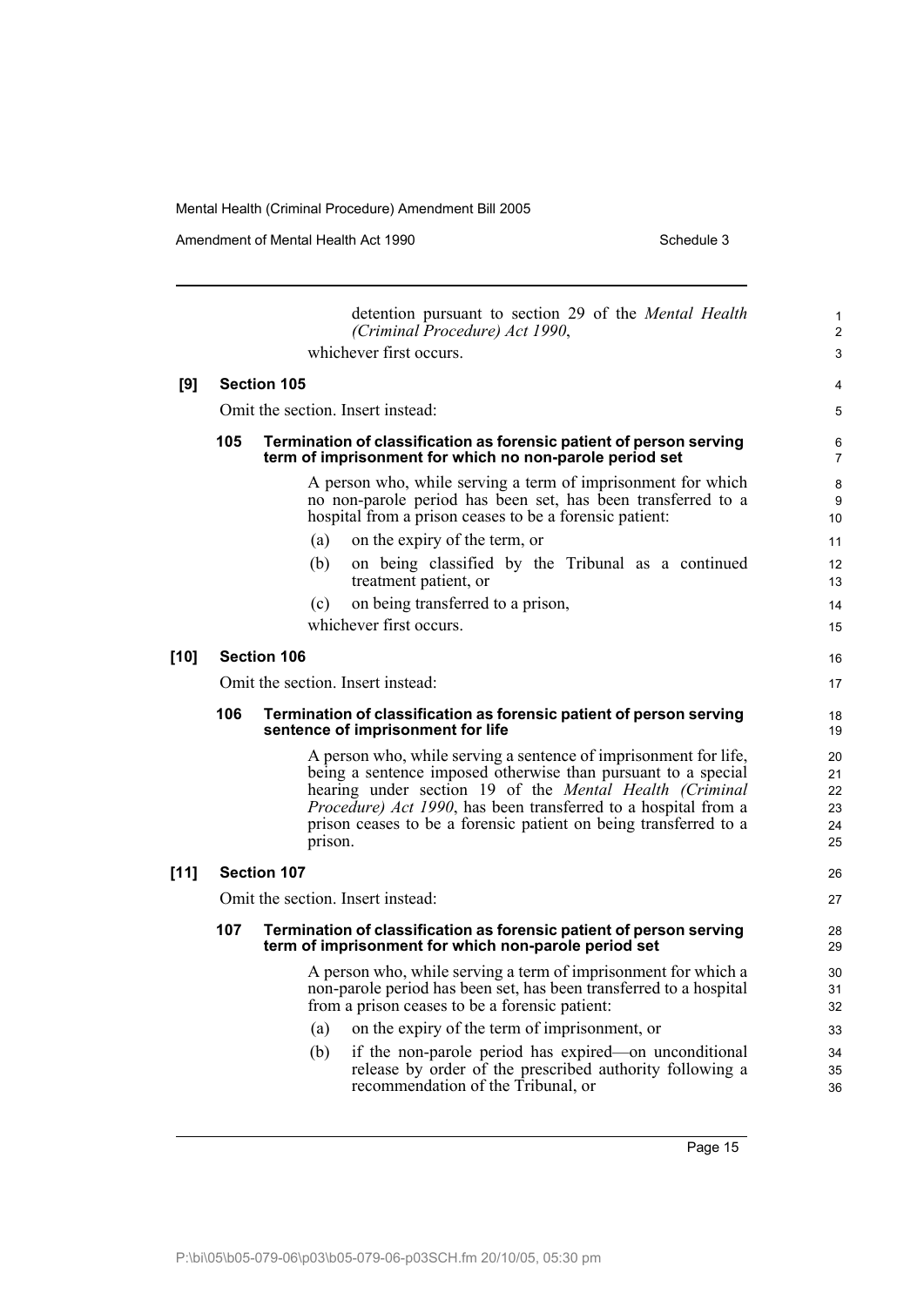detention pursuant to section 29 of the *Mental Health (Criminal Procedure) Act 1990*,

whichever first occurs.

**[9] Section 105**

Omit the section. Insert instead:

**105 Termination of classification as forensic patient of person serving term of imprisonment for which no non-parole period set**

A person who, while serving a term of imprisonment for which no non-parole period has been set, has been transferred to a hospital from a prison ceases to be a forensic patient:

(a) on the expiry of the term, or

(b) on being classified by the Tribunal as a continued treatment patient, or

(c) on being transferred to a prison,

whichever first occurs.

**[10] Section 106**

Omit the section. Insert instead:

**106 Termination of classification as forensic patient of person serving sentence of imprisonment for life**

A person who, while serving a sentence of imprisonment for life, being a sentence imposed otherwise than pursuant to a special hearing under section 19 of the *Mental Health (Criminal Procedure) Act 1990*, has been transferred to a hospital from a prison ceases to be a forensic patient on being transferred to a prison.

**[11] Section 107**

Omit the section. Insert instead:

**107 Termination of classification as forensic patient of person serving term of imprisonment for which non-parole period set**

A person who, while serving a term of imprisonment for which a non-parole period has been set, has been transferred to a hospital from a prison ceases to be a forensic patient:

(a) on the expiry of the term of imprisonment, or

(b) if the non-parole period has expired—on unconditional release by order of the prescribed authority following a recommendation of the Tribunal, or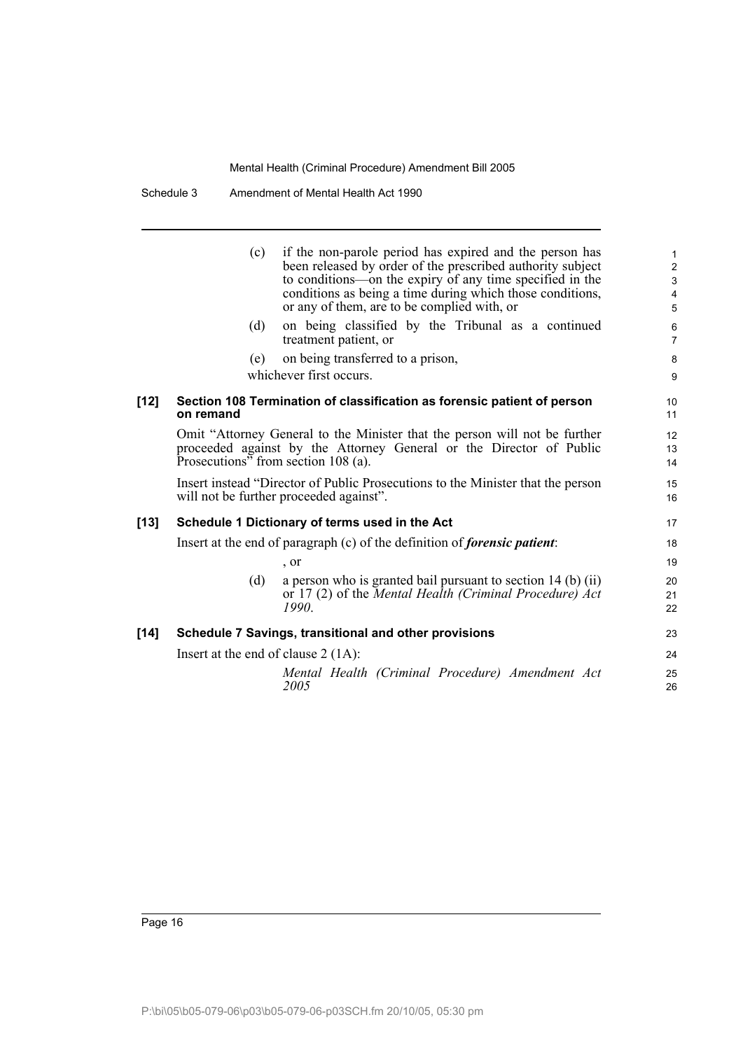(c) if the non-parole period has expired and the person has been released by order of the prescribed authority subject to conditions—on the expiry of any time specified in the conditions as being a time during which those conditions, or any of them, are to be complied with, or

(d) on being classified by the Tribunal as a continued treatment patient, or

(e) on being transferred to a prison,

whichever first occurs.

**[12] Section 108 Termination of classification as forensic patient of person on remand**

Omit "Attorney General to the Minister that the person will not be further proceeded against by the Attorney General or the Director of Public Prosecutions" from section 108 (a).

Insert instead "Director of Public Prosecutions to the Minister that the person will not be further proceeded against".

**[13] Schedule 1 Dictionary of terms used in the Act**

Insert at the end of paragraph (c) of the definition of ***forensic patient***:

, or

(d) a person who is granted bail pursuant to section 14 (b) (ii) or 17 (2) of the *Mental Health (Criminal Procedure) Act 1990*.

**[14] Schedule 7 Savings, transitional and other provisions**

Insert at the end of clause 2 (1A):

*Mental Health (Criminal Procedure) Amendment Act 2005*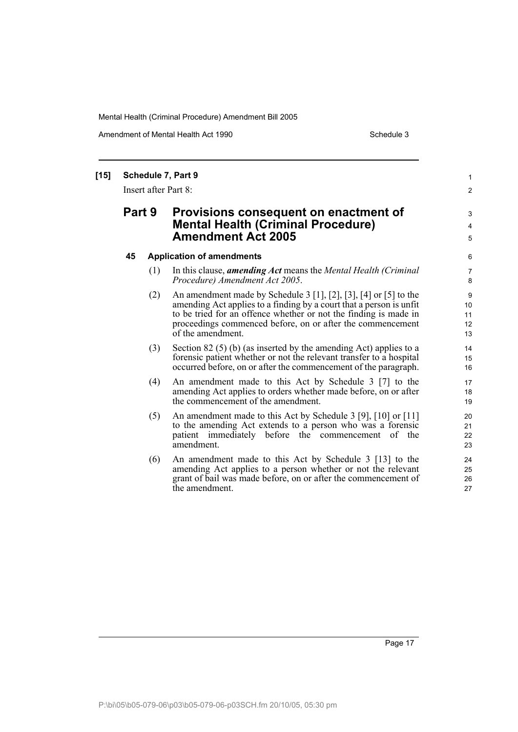**[15] Schedule 7, Part 9**

Insert after Part 8:

## Part 9 Provisions consequent on enactment of Mental Health (Criminal Procedure) Amendment Act 2005

### 45 Application of amendments

(1) In this clause, ***amending Act*** means the *Mental Health (Criminal Procedure) Amendment Act 2005*.

(2) An amendment made by Schedule 3 [1], [2], [3], [4] or [5] to the amending Act applies to a finding by a court that a person is unfit to be tried for an offence whether or not the finding is made in proceedings commenced before, on or after the commencement of the amendment.

(3) Section 82 (5) (b) (as inserted by the amending Act) applies to a forensic patient whether or not the relevant transfer to a hospital occurred before, on or after the commencement of the paragraph.

(4) An amendment made to this Act by Schedule 3 [7] to the amending Act applies to orders whether made before, on or after the commencement of the amendment.

(5) An amendment made to this Act by Schedule 3 [9], [10] or [11] to the amending Act extends to a person who was a forensic patient immediately before the commencement of the amendment.

(6) An amendment made to this Act by Schedule 3 [13] to the amending Act applies to a person whether or not the relevant grant of bail was made before, on or after the commencement of the amendment.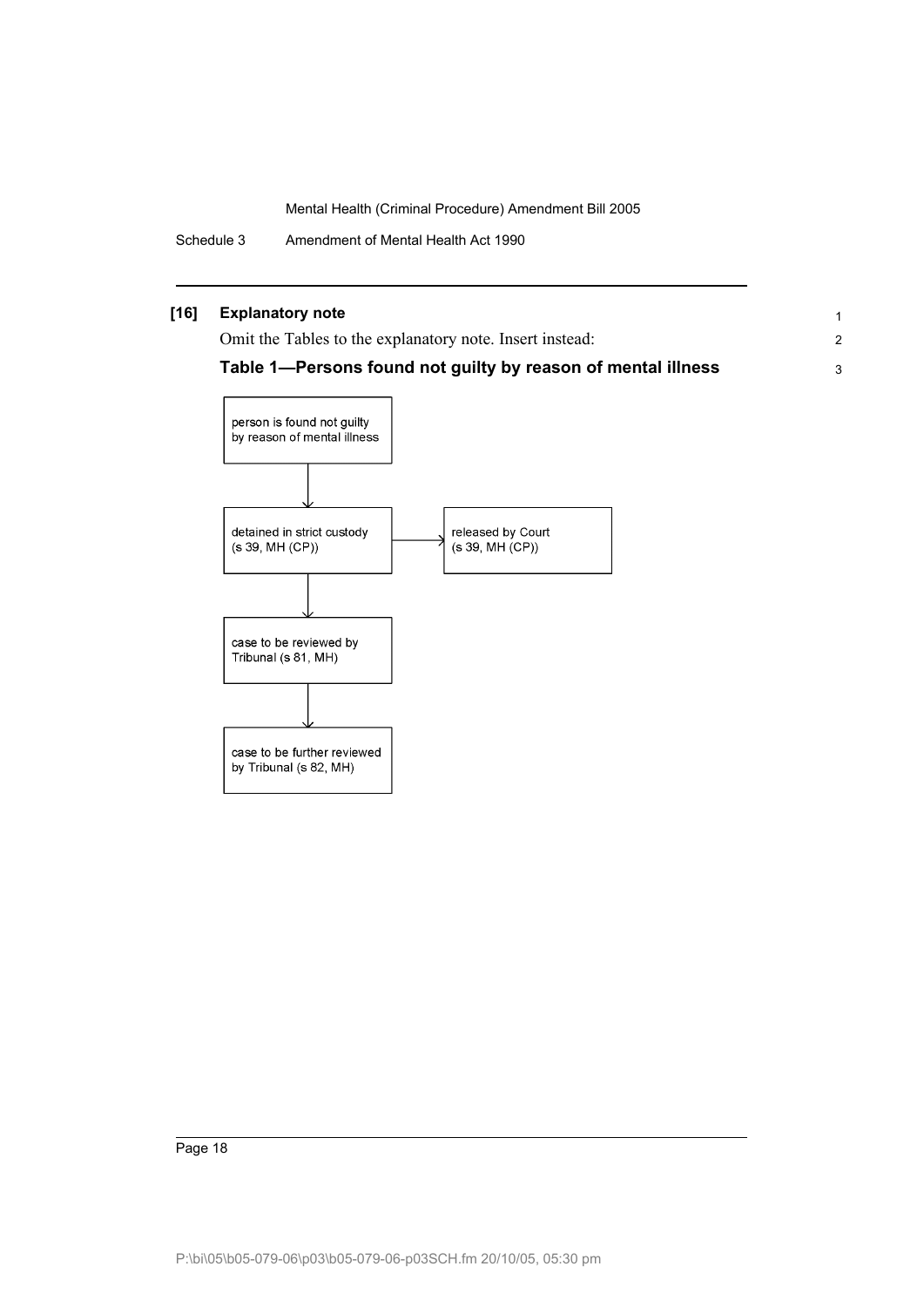**[16] Explanatory note**

Omit the Tables to the explanatory note. Insert instead:

**Table 1—Persons found not guilty by reason of mental illness**

person is found not guilty by reason of mental illness

↓

detained in strict custody (s 39, MH (CP)) → released by Court (s 39, MH (CP))

↓

case to be reviewed by Tribunal (s 81, MH)

↓

case to be further reviewed by Tribunal (s 82, MH)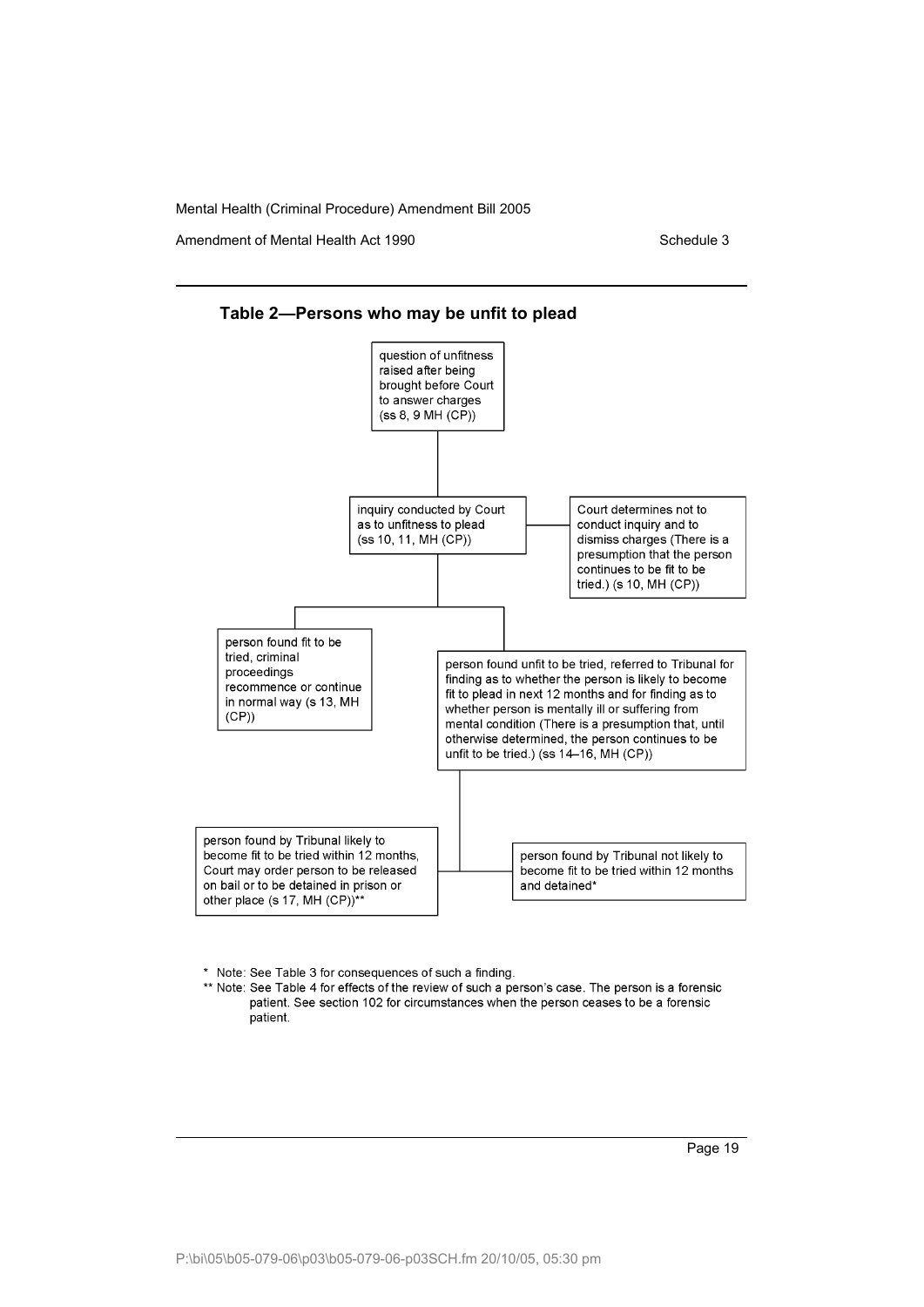## Table 2—Persons who may be unfit to plead

question of unfitness raised after being brought before Court to answer charges (ss 8, 9 MH (CP))

inquiry conducted by Court as to unfitness to plead (ss 10, 11, MH (CP))

Court determines not to conduct inquiry and to dismiss charges (There is a presumption that the person continues to be fit to be tried.) (s 10, MH (CP))

person found fit to be tried, criminal proceedings recommence or continue in normal way (s 13, MH (CP))

person found unfit to be tried, referred to Tribunal for finding as to whether the person is likely to become fit to plead in next 12 months and for finding as to whether person is mentally ill or suffering from mental condition (There is a presumption that, until otherwise determined, the person continues to be unfit to be tried.) (ss 14–16, MH (CP))

person found by Tribunal likely to become fit to be tried within 12 months, Court may order person to be released on bail or to be detained in prison or other place (s 17, MH (CP))**

person found by Tribunal not likely to become fit to be tried within 12 months and detained*

\* Note: See Table 3 for consequences of such a finding.

\*\* Note: See Table 4 for effects of the review of such a person's case. The person is a forensic patient. See section 102 for circumstances when the person ceases to be a forensic patient.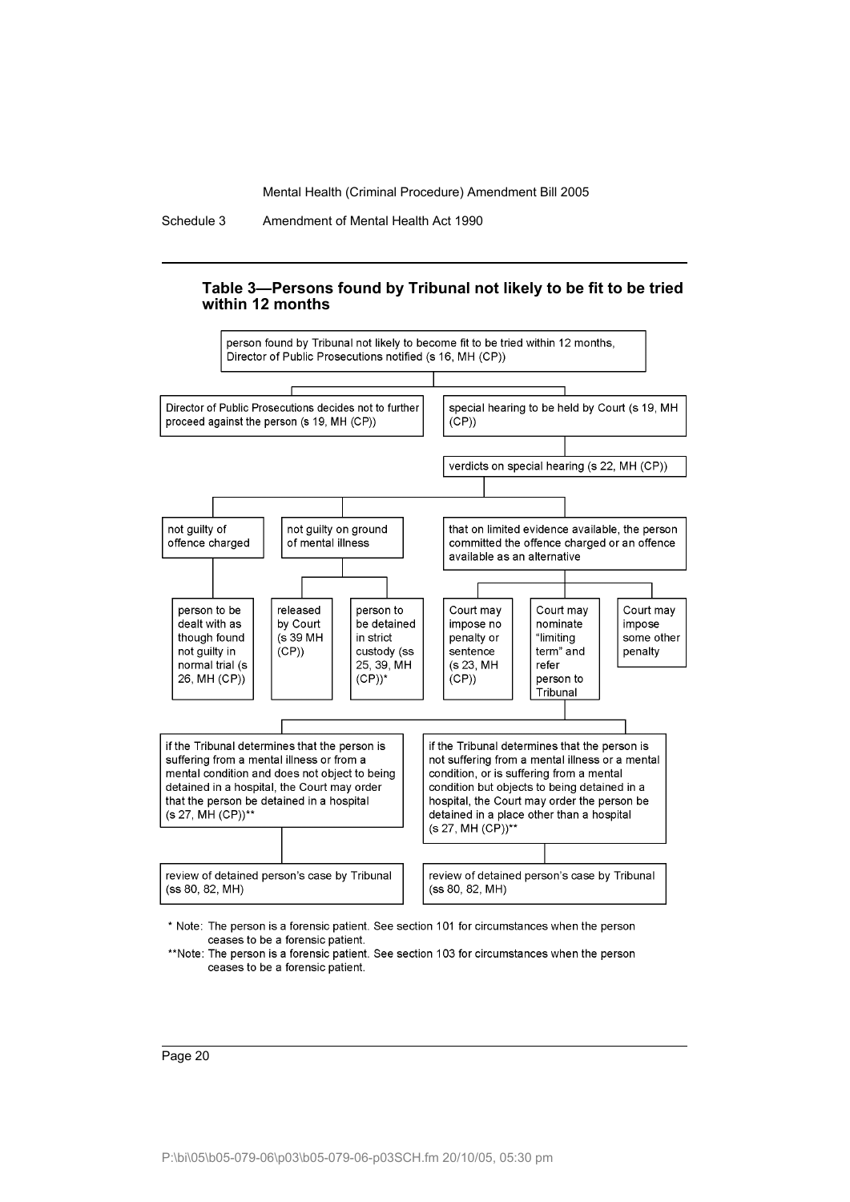### Table 3—Persons found by Tribunal not likely to be fit to be tried within 12 months

person found by Tribunal not likely to become fit to be tried within 12 months, Director of Public Prosecutions notified (s 16, MH (CP))

- Director of Public Prosecutions decides not to further proceed against the person (s 19, MH (CP))
- special hearing to be held by Court (s 19, MH (CP))
  - verdicts on special hearing (s 22, MH (CP))
    - not guilty of offence charged
      - person to be dealt with as though found not guilty in normal trial (s 26, MH (CP))
    - not guilty on ground of mental illness
      - released by Court (s 39 MH (CP))
      - person to be detained in strict custody (ss 25, 39, MH (CP))*
    - that on limited evidence available, the person committed the offence charged or an offence available as an alternative
      - Court may impose no penalty or sentence (s 23, MH (CP))
      - Court may nominate "limiting term" and refer person to Tribunal
        - if the Tribunal determines that the person is suffering from a mental illness or from a mental condition and does not object to being detained in a hospital, the Court may order that the person be detained in a hospital (s 27, MH (CP))**
          - review of detained person's case by Tribunal (ss 80, 82, MH)
        - if the Tribunal determines that the person is not suffering from a mental illness or a mental condition, or is suffering from a mental condition but objects to being detained in a hospital, the Court may order the person be detained in a place other than a hospital (s 27, MH (CP))**
          - review of detained person's case by Tribunal (ss 80, 82, MH)
      - Court may impose some other penalty

\* Note: The person is a forensic patient. See section 101 for circumstances when the person ceases to be a forensic patient.

\*\*Note: The person is a forensic patient. See section 103 for circumstances when the person ceases to be a forensic patient.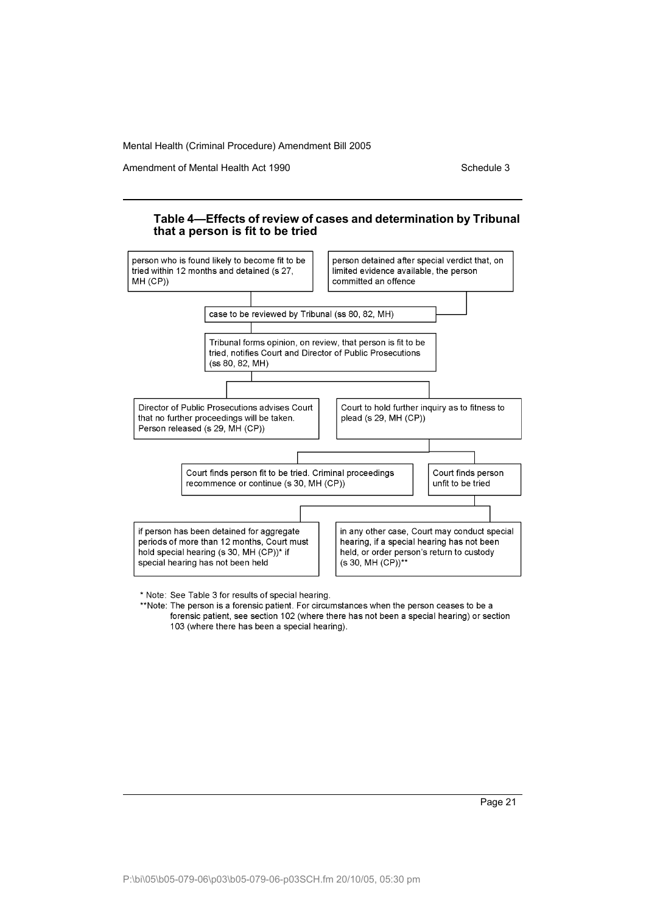### Table 4—Effects of review of cases and determination by Tribunal that a person is fit to be tried

person who is found likely to become fit to be tried within 12 months and detained (s 27, MH (CP))

person detained after special verdict that, on limited evidence available, the person committed an offence

case to be reviewed by Tribunal (ss 80, 82, MH)

Tribunal forms opinion, on review, that person is fit to be tried, notifies Court and Director of Public Prosecutions (ss 80, 82, MH)

Director of Public Prosecutions advises Court that no further proceedings will be taken. Person released (s 29, MH (CP))

Court to hold further inquiry as to fitness to plead (s 29, MH (CP))

Court finds person fit to be tried. Criminal proceedings recommence or continue (s 30, MH (CP))

Court finds person unfit to be tried

if person has been detained for aggregate periods of more than 12 months, Court must hold special hearing (s 30, MH (CP))* if special hearing has not been held

in any other case, Court may conduct special hearing, if a special hearing has not been held, or order person's return to custody (s 30, MH (CP))**

\* Note: See Table 3 for results of special hearing.

\*\*Note: The person is a forensic patient. For circumstances when the person ceases to be a forensic patient, see section 102 (where there has not been a special hearing) or section 103 (where there has been a special hearing).